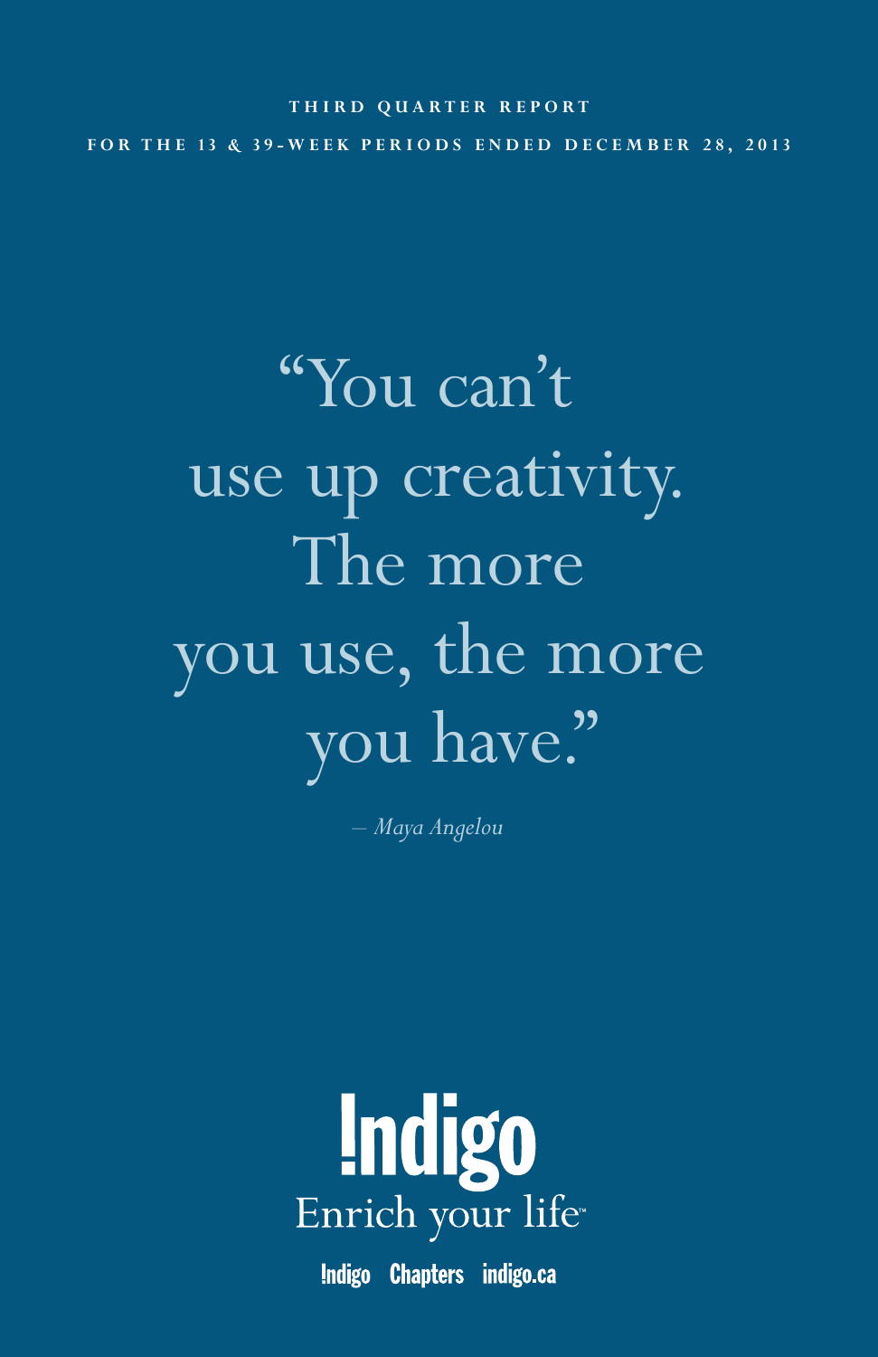# THIRD QUARTER REPORT

## FOR THE 13 & 39-WEEK PERIODS ENDED DECEMBER 28, 2013

"You can't use up creativity. The more you use, the more you have."

*– Maya Angelou*

Indigo

Enrich your life™

Indigo Chapters indigo.ca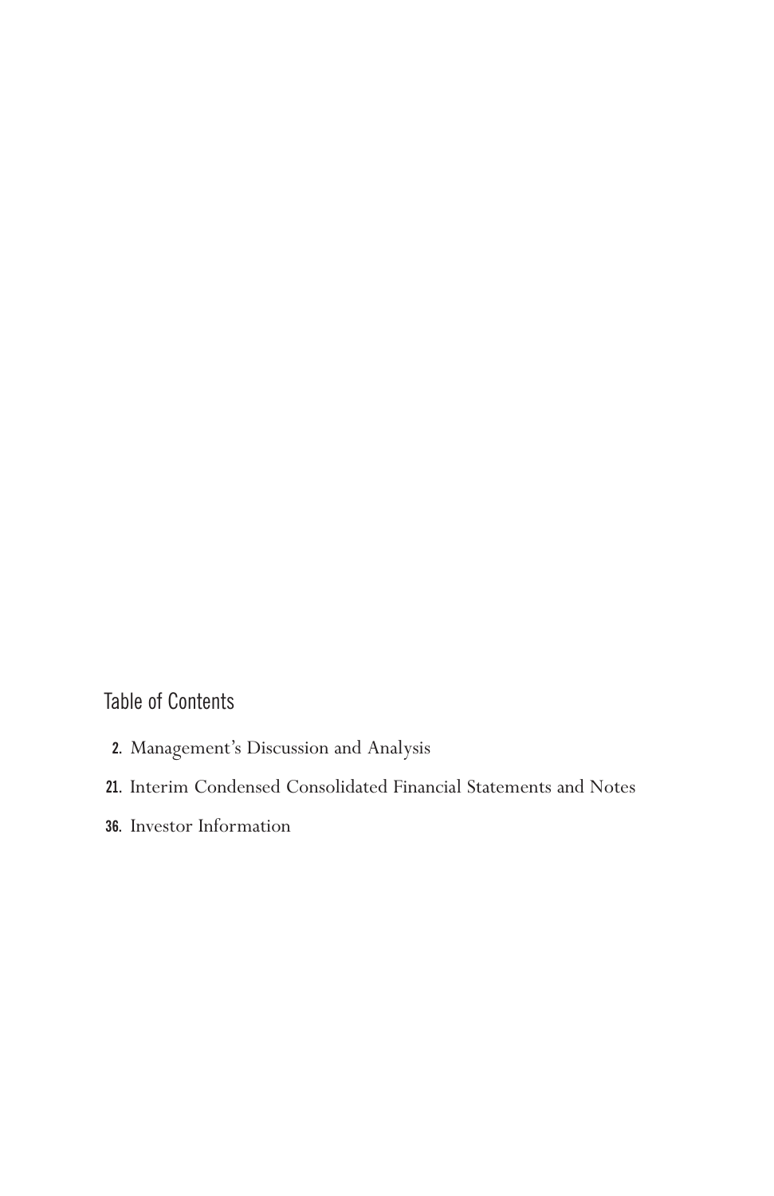## Table of Contents

2. Management's Discussion and Analysis

21. Interim Condensed Consolidated Financial Statements and Notes

36. Investor Information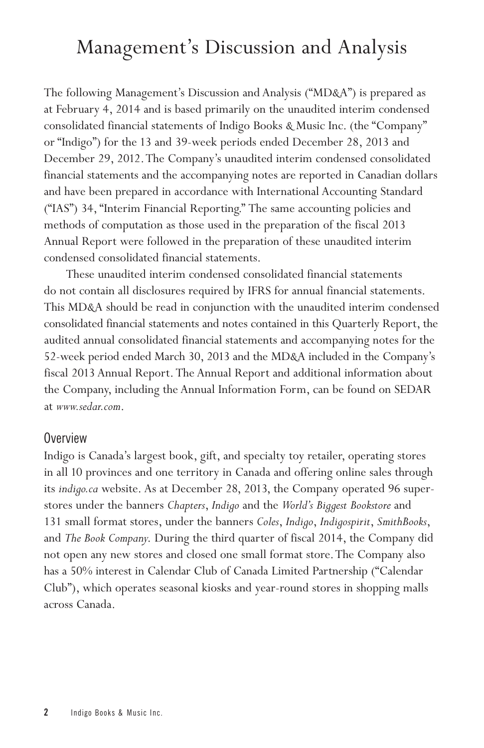# Management's Discussion and Analysis

The following Management's Discussion and Analysis ("MD&A") is prepared as at February 4, 2014 and is based primarily on the unaudited interim condensed consolidated financial statements of Indigo Books & Music Inc. (the "Company" or "Indigo") for the 13 and 39-week periods ended December 28, 2013 and December 29, 2012. The Company's unaudited interim condensed consolidated financial statements and the accompanying notes are reported in Canadian dollars and have been prepared in accordance with International Accounting Standard ("IAS") 34, "Interim Financial Reporting." The same accounting policies and methods of computation as those used in the preparation of the fiscal 2013 Annual Report were followed in the preparation of these unaudited interim condensed consolidated financial statements.

These unaudited interim condensed consolidated financial statements do not contain all disclosures required by IFRS for annual financial statements. This MD&A should be read in conjunction with the unaudited interim condensed consolidated financial statements and notes contained in this Quarterly Report, the audited annual consolidated financial statements and accompanying notes for the 52-week period ended March 30, 2013 and the MD&A included in the Company's fiscal 2013 Annual Report. The Annual Report and additional information about the Company, including the Annual Information Form, can be found on SEDAR at *www.sedar.com*.

## Overview

Indigo is Canada's largest book, gift, and specialty toy retailer, operating stores in all 10 provinces and one territory in Canada and offering online sales through its *indigo.ca* website. As at December 28, 2013, the Company operated 96 superstores under the banners *Chapters*, *Indigo* and the *World's Biggest Bookstore* and 131 small format stores, under the banners *Coles*, *Indigo*, *Indigospirit*, *SmithBooks*, and *The Book Company*. During the third quarter of fiscal 2014, the Company did not open any new stores and closed one small format store. The Company also has a 50% interest in Calendar Club of Canada Limited Partnership ("Calendar Club"), which operates seasonal kiosks and year-round stores in shopping malls across Canada.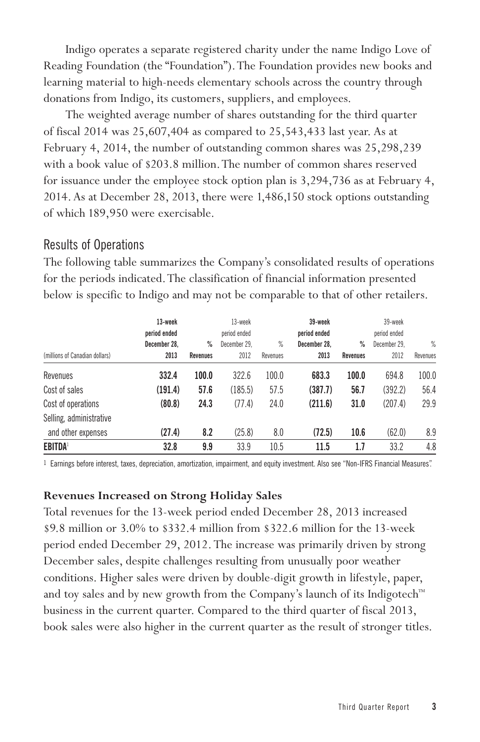Indigo operates a separate registered charity under the name Indigo Love of Reading Foundation (the "Foundation"). The Foundation provides new books and learning material to high-needs elementary schools across the country through donations from Indigo, its customers, suppliers, and employees.

The weighted average number of shares outstanding for the third quarter of fiscal 2014 was 25,607,404 as compared to 25,543,433 last year. As at February 4, 2014, the number of outstanding common shares was 25,298,239 with a book value of $203.8 million. The number of common shares reserved for issuance under the employee stock option plan is 3,294,736 as at February 4, 2014. As at December 28, 2013, there were 1,486,150 stock options outstanding of which 189,950 were exercisable.

## Results of Operations

The following table summarizes the Company's consolidated results of operations for the periods indicated. The classification of financial information presented below is specific to Indigo and may not be comparable to that of other retailers.

| (millions of Canadian dollars) | **13-week period ended December 28, 2013** | **% Revenues** | 13-week period ended December 29, 2012 | % Revenues | **39-week period ended December 28, 2013** | **% Revenues** | 39-week period ended December 29, 2012 | % Revenues |
|---|---|---|---|---|---|---|---|---|
| Revenues | **332.4** | **100.0** | 322.6 | 100.0 | **683.3** | **100.0** | 694.8 | 100.0 |
| Cost of sales | **(191.4)** | **57.6** | (185.5) | 57.5 | **(387.7)** | **56.7** | (392.2) | 56.4 |
| Cost of operations | **(80.8)** | **24.3** | (77.4) | 24.0 | **(211.6)** | **31.0** | (207.4) | 29.9 |
| Selling, administrative and other expenses | **(27.4)** | **8.2** | (25.8) | 8.0 | **(72.5)** | **10.6** | (62.0) | 8.9 |
| **EBITDA**[1] | **32.8** | **9.9** | 33.9 | 10.5 | **11.5** | **1.7** | 33.2 | 4.8 |

[1] Earnings before interest, taxes, depreciation, amortization, impairment, and equity investment. Also see "Non-IFRS Financial Measures".

### Revenues Increased on Strong Holiday Sales

Total revenues for the 13-week period ended December 28, 2013 increased $9.8 million or 3.0% to $332.4 million from $322.6 million for the 13-week period ended December 29, 2012. The increase was primarily driven by strong December sales, despite challenges resulting from unusually poor weather conditions. Higher sales were driven by double-digit growth in lifestyle, paper, and toy sales and by new growth from the Company's launch of its Indigotech™ business in the current quarter. Compared to the third quarter of fiscal 2013, book sales were also higher in the current quarter as the result of stronger titles.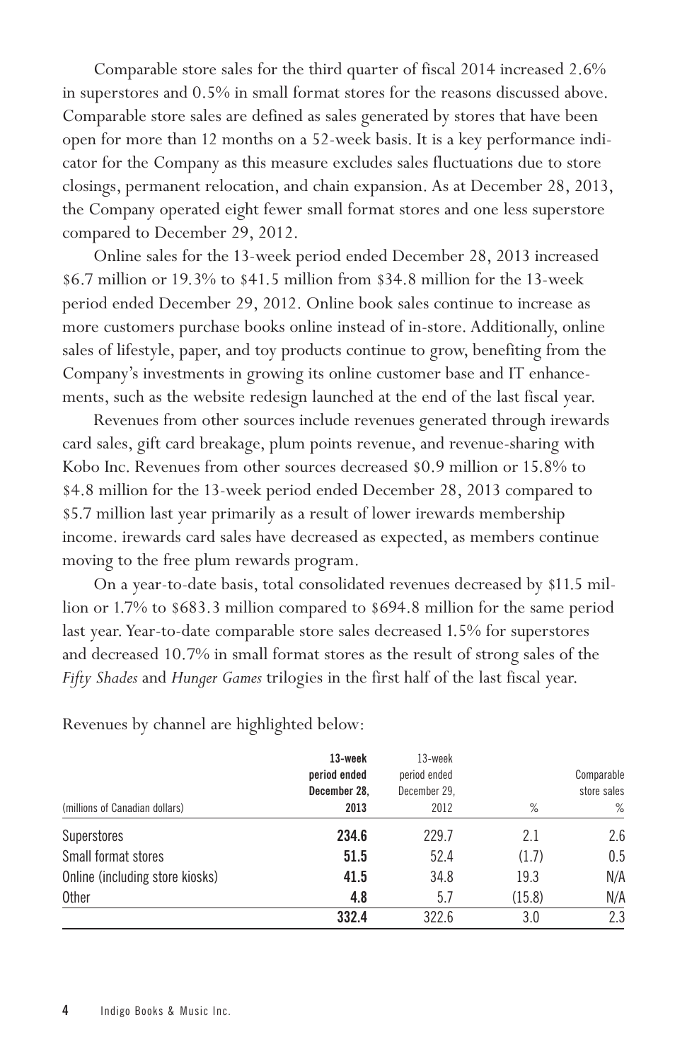Comparable store sales for the third quarter of fiscal 2014 increased 2.6% in superstores and 0.5% in small format stores for the reasons discussed above. Comparable store sales are defined as sales generated by stores that have been open for more than 12 months on a 52-week basis. It is a key performance indicator for the Company as this measure excludes sales fluctuations due to store closings, permanent relocation, and chain expansion. As at December 28, 2013, the Company operated eight fewer small format stores and one less superstore compared to December 29, 2012.

Online sales for the 13-week period ended December 28, 2013 increased $6.7 million or 19.3% to $41.5 million from $34.8 million for the 13-week period ended December 29, 2012. Online book sales continue to increase as more customers purchase books online instead of in-store. Additionally, online sales of lifestyle, paper, and toy products continue to grow, benefiting from the Company's investments in growing its online customer base and IT enhancements, such as the website redesign launched at the end of the last fiscal year.

Revenues from other sources include revenues generated through irewards card sales, gift card breakage, plum points revenue, and revenue-sharing with Kobo Inc. Revenues from other sources decreased $0.9 million or 15.8% to $4.8 million for the 13-week period ended December 28, 2013 compared to $5.7 million last year primarily as a result of lower irewards membership income. irewards card sales have decreased as expected, as members continue moving to the free plum rewards program.

On a year-to-date basis, total consolidated revenues decreased by $11.5 million or 1.7% to $683.3 million compared to $694.8 million for the same period last year. Year-to-date comparable store sales decreased 1.5% for superstores and decreased 10.7% in small format stores as the result of strong sales of the *Fifty Shades* and *Hunger Games* trilogies in the first half of the last fiscal year.

Revenues by channel are highlighted below:

| (millions of Canadian dollars) | **13-week period ended December 28, 2013** | 13-week period ended December 29, 2012 | % | Comparable store sales % |
|---|---|---|---|---|
| Superstores | **234.6** | 229.7 | 2.1 | 2.6 |
| Small format stores | **51.5** | 52.4 | (1.7) | 0.5 |
| Online (including store kiosks) | **41.5** | 34.8 | 19.3 | N/A |
| Other | **4.8** | 5.7 | (15.8) | N/A |
| | **332.4** | 322.6 | 3.0 | 2.3 |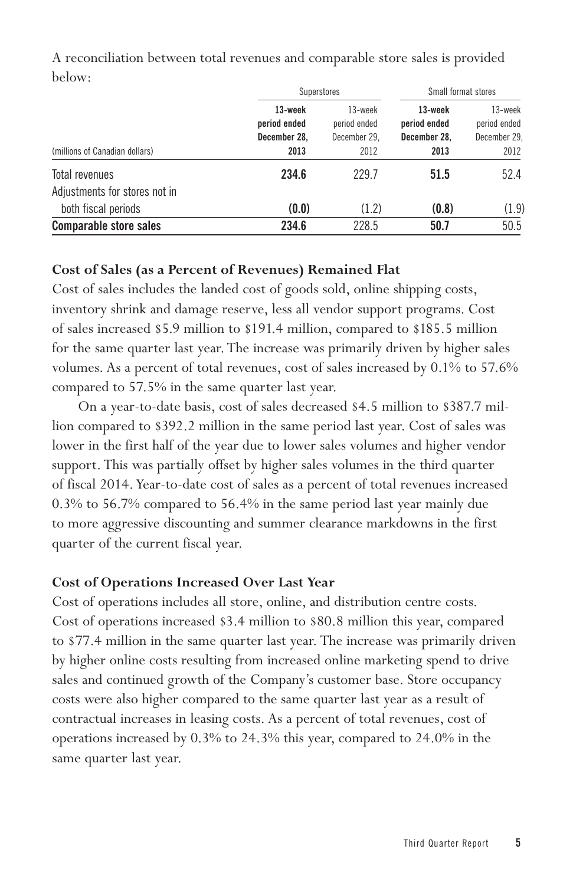A reconciliation between total revenues and comparable store sales is provided below:

| (millions of Canadian dollars) | Superstores | | Small format stores | |
|---|---|---|---|---|
| | **13-week period ended December 28, 2013** | 13-week period ended December 29, 2012 | **13-week period ended December 28, 2013** | 13-week period ended December 29, 2012 |
| Total revenues | **234.6** | 229.7 | **51.5** | 52.4 |
| Adjustments for stores not in both fiscal periods | **(0.0)** | (1.2) | **(0.8)** | (1.9) |
| **Comparable store sales** | **234.6** | 228.5 | **50.7** | 50.5 |

### Cost of Sales (as a Percent of Revenues) Remained Flat

Cost of sales includes the landed cost of goods sold, online shipping costs, inventory shrink and damage reserve, less all vendor support programs. Cost of sales increased $5.9 million to $191.4 million, compared to $185.5 million for the same quarter last year. The increase was primarily driven by higher sales volumes. As a percent of total revenues, cost of sales increased by 0.1% to 57.6% compared to 57.5% in the same quarter last year.

On a year-to-date basis, cost of sales decreased $4.5 million to $387.7 million compared to $392.2 million in the same period last year. Cost of sales was lower in the first half of the year due to lower sales volumes and higher vendor support. This was partially offset by higher sales volumes in the third quarter of fiscal 2014. Year-to-date cost of sales as a percent of total revenues increased 0.3% to 56.7% compared to 56.4% in the same period last year mainly due to more aggressive discounting and summer clearance markdowns in the first quarter of the current fiscal year.

### Cost of Operations Increased Over Last Year

Cost of operations includes all store, online, and distribution centre costs. Cost of operations increased $3.4 million to $80.8 million this year, compared to $77.4 million in the same quarter last year. The increase was primarily driven by higher online costs resulting from increased online marketing spend to drive sales and continued growth of the Company's customer base. Store occupancy costs were also higher compared to the same quarter last year as a result of contractual increases in leasing costs. As a percent of total revenues, cost of operations increased by 0.3% to 24.3% this year, compared to 24.0% in the same quarter last year.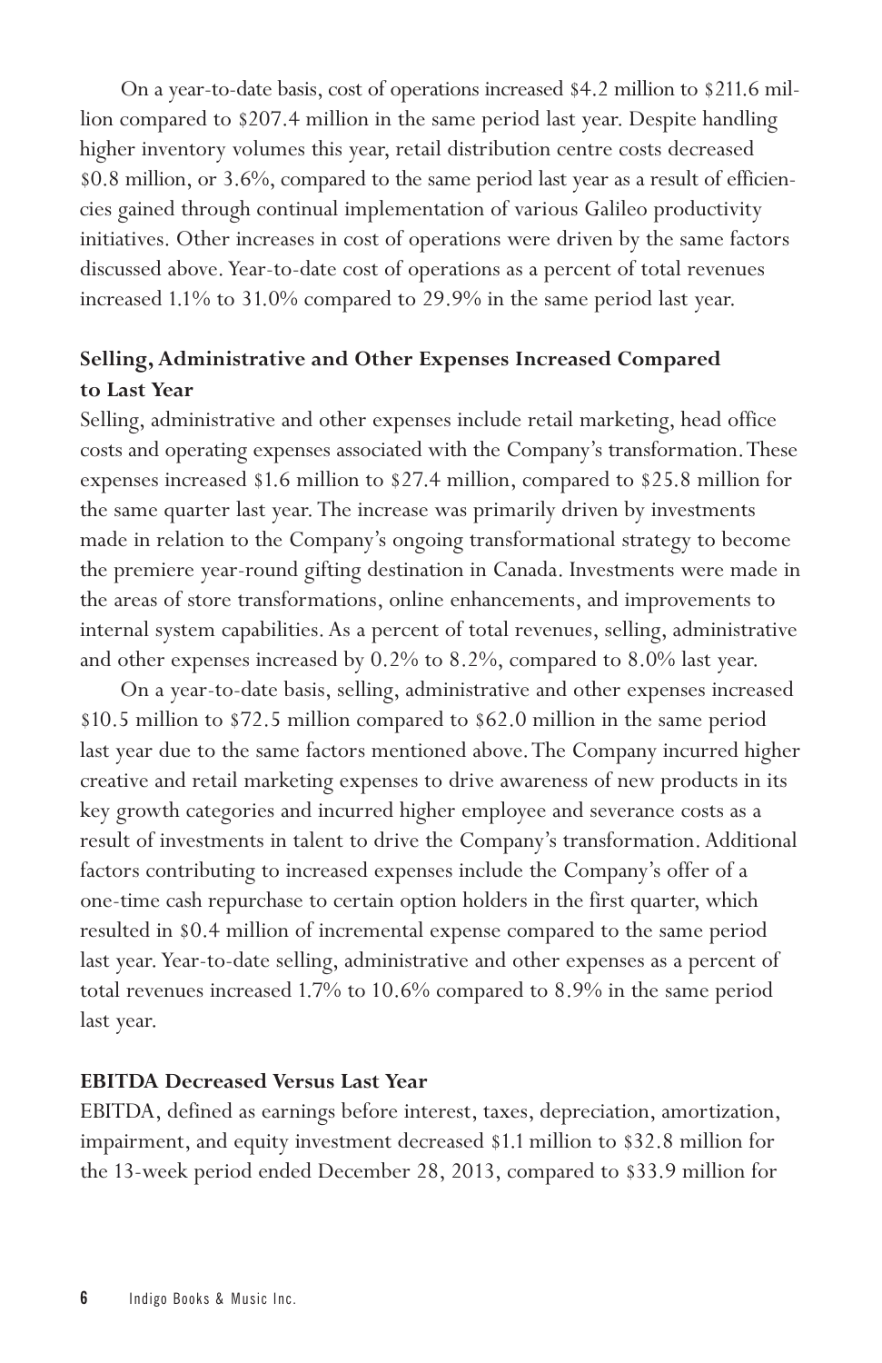On a year-to-date basis, cost of operations increased $4.2 million to $211.6 million compared to $207.4 million in the same period last year. Despite handling higher inventory volumes this year, retail distribution centre costs decreased $0.8 million, or 3.6%, compared to the same period last year as a result of efficiencies gained through continual implementation of various Galileo productivity initiatives. Other increases in cost of operations were driven by the same factors discussed above. Year-to-date cost of operations as a percent of total revenues increased 1.1% to 31.0% compared to 29.9% in the same period last year.

### Selling, Administrative and Other Expenses Increased Compared to Last Year

Selling, administrative and other expenses include retail marketing, head office costs and operating expenses associated with the Company's transformation. These expenses increased $1.6 million to $27.4 million, compared to $25.8 million for the same quarter last year. The increase was primarily driven by investments made in relation to the Company's ongoing transformational strategy to become the premiere year-round gifting destination in Canada. Investments were made in the areas of store transformations, online enhancements, and improvements to internal system capabilities. As a percent of total revenues, selling, administrative and other expenses increased by 0.2% to 8.2%, compared to 8.0% last year.

On a year-to-date basis, selling, administrative and other expenses increased $10.5 million to $72.5 million compared to $62.0 million in the same period last year due to the same factors mentioned above. The Company incurred higher creative and retail marketing expenses to drive awareness of new products in its key growth categories and incurred higher employee and severance costs as a result of investments in talent to drive the Company's transformation. Additional factors contributing to increased expenses include the Company's offer of a one-time cash repurchase to certain option holders in the first quarter, which resulted in $0.4 million of incremental expense compared to the same period last year. Year-to-date selling, administrative and other expenses as a percent of total revenues increased 1.7% to 10.6% compared to 8.9% in the same period last year.

### EBITDA Decreased Versus Last Year

EBITDA, defined as earnings before interest, taxes, depreciation, amortization, impairment, and equity investment decreased $1.1 million to $32.8 million for the 13-week period ended December 28, 2013, compared to $33.9 million for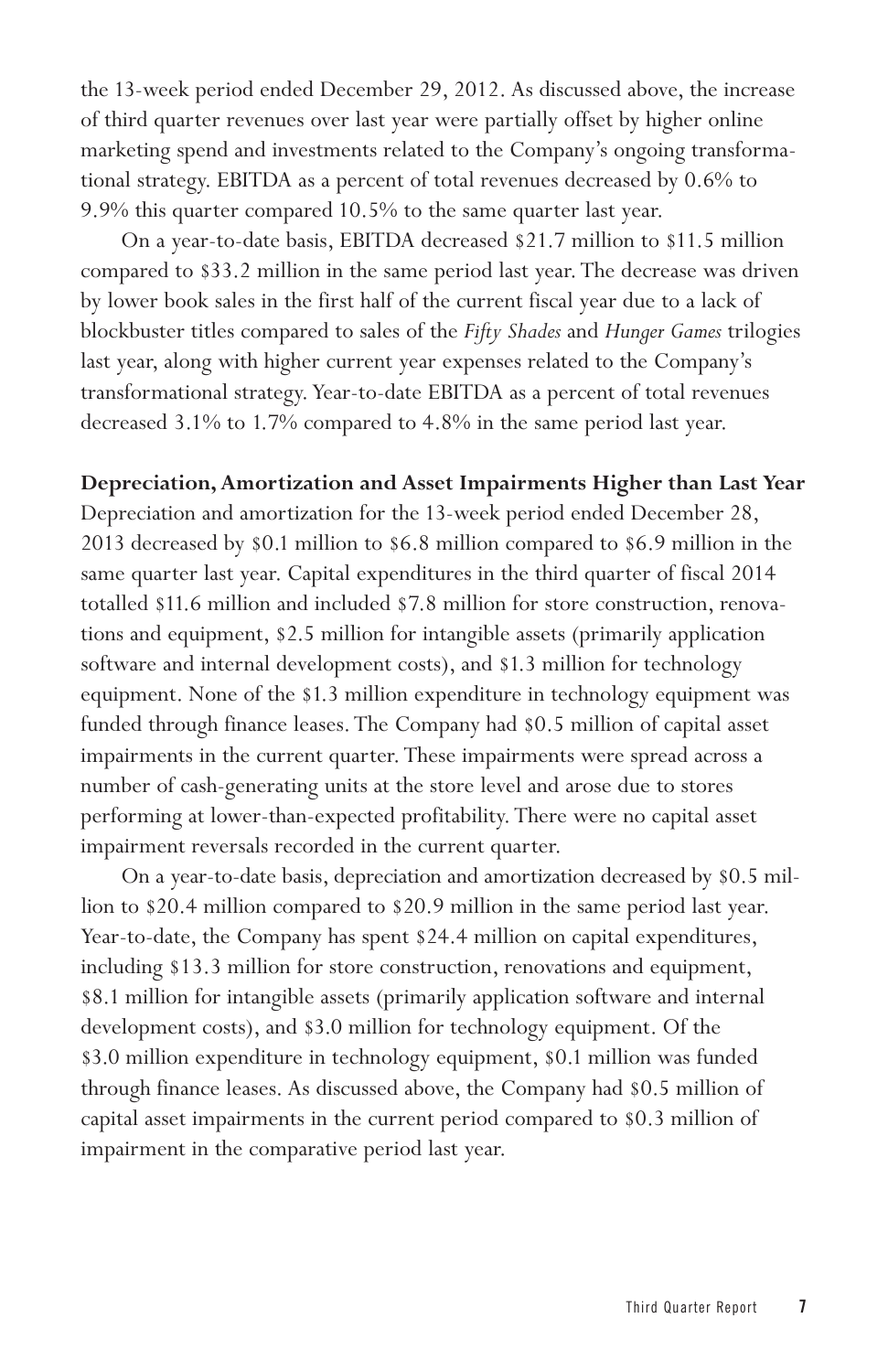the 13-week period ended December 29, 2012. As discussed above, the increase of third quarter revenues over last year were partially offset by higher online marketing spend and investments related to the Company's ongoing transformational strategy. EBITDA as a percent of total revenues decreased by 0.6% to 9.9% this quarter compared 10.5% to the same quarter last year.

On a year-to-date basis, EBITDA decreased $21.7 million to $11.5 million compared to $33.2 million in the same period last year. The decrease was driven by lower book sales in the first half of the current fiscal year due to a lack of blockbuster titles compared to sales of the *Fifty Shades* and *Hunger Games* trilogies last year, along with higher current year expenses related to the Company's transformational strategy. Year-to-date EBITDA as a percent of total revenues decreased 3.1% to 1.7% compared to 4.8% in the same period last year.

**Depreciation, Amortization and Asset Impairments Higher than Last Year**

Depreciation and amortization for the 13-week period ended December 28, 2013 decreased by $0.1 million to $6.8 million compared to $6.9 million in the same quarter last year. Capital expenditures in the third quarter of fiscal 2014 totalled $11.6 million and included $7.8 million for store construction, renovations and equipment, $2.5 million for intangible assets (primarily application software and internal development costs), and $1.3 million for technology equipment. None of the $1.3 million expenditure in technology equipment was funded through finance leases. The Company had $0.5 million of capital asset impairments in the current quarter. These impairments were spread across a number of cash-generating units at the store level and arose due to stores performing at lower-than-expected profitability. There were no capital asset impairment reversals recorded in the current quarter.

On a year-to-date basis, depreciation and amortization decreased by $0.5 million to $20.4 million compared to $20.9 million in the same period last year. Year-to-date, the Company has spent $24.4 million on capital expenditures, including $13.3 million for store construction, renovations and equipment, $8.1 million for intangible assets (primarily application software and internal development costs), and $3.0 million for technology equipment. Of the $3.0 million expenditure in technology equipment, $0.1 million was funded through finance leases. As discussed above, the Company had $0.5 million of capital asset impairments in the current period compared to $0.3 million of impairment in the comparative period last year.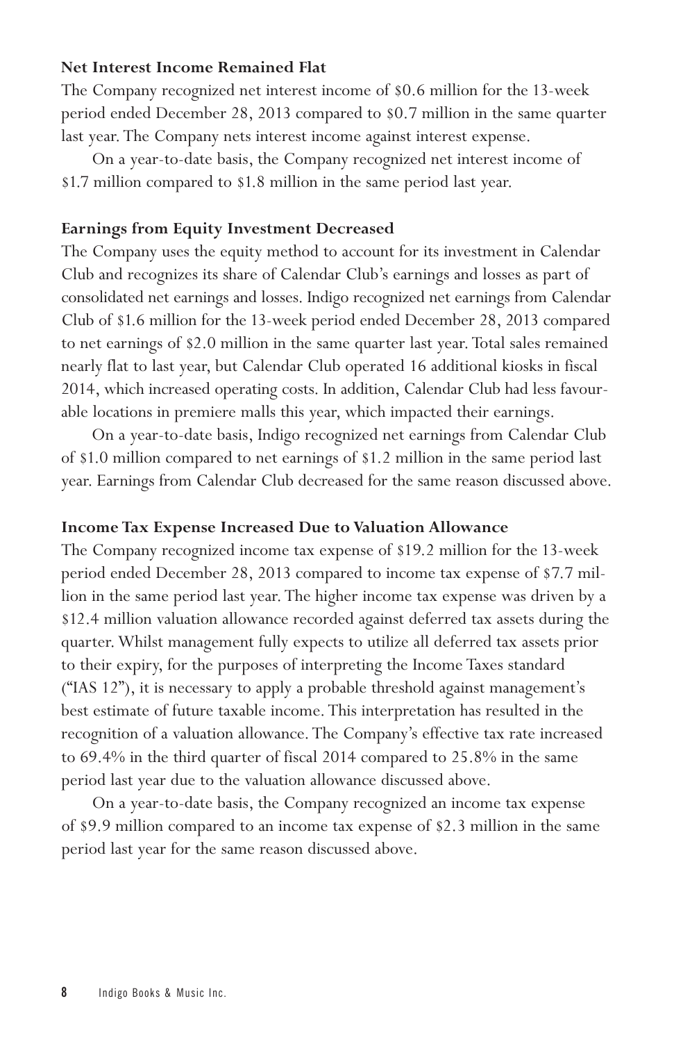**Net Interest Income Remained Flat**

The Company recognized net interest income of $0.6 million for the 13-week period ended December 28, 2013 compared to $0.7 million in the same quarter last year. The Company nets interest income against interest expense.

On a year-to-date basis, the Company recognized net interest income of $1.7 million compared to $1.8 million in the same period last year.

**Earnings from Equity Investment Decreased**

The Company uses the equity method to account for its investment in Calendar Club and recognizes its share of Calendar Club's earnings and losses as part of consolidated net earnings and losses. Indigo recognized net earnings from Calendar Club of $1.6 million for the 13-week period ended December 28, 2013 compared to net earnings of $2.0 million in the same quarter last year. Total sales remained nearly flat to last year, but Calendar Club operated 16 additional kiosks in fiscal 2014, which increased operating costs. In addition, Calendar Club had less favourable locations in premiere malls this year, which impacted their earnings.

On a year-to-date basis, Indigo recognized net earnings from Calendar Club of $1.0 million compared to net earnings of $1.2 million in the same period last year. Earnings from Calendar Club decreased for the same reason discussed above.

**Income Tax Expense Increased Due to Valuation Allowance**

The Company recognized income tax expense of $19.2 million for the 13-week period ended December 28, 2013 compared to income tax expense of $7.7 million in the same period last year. The higher income tax expense was driven by a $12.4 million valuation allowance recorded against deferred tax assets during the quarter. Whilst management fully expects to utilize all deferred tax assets prior to their expiry, for the purposes of interpreting the Income Taxes standard ("IAS 12"), it is necessary to apply a probable threshold against management's best estimate of future taxable income. This interpretation has resulted in the recognition of a valuation allowance. The Company's effective tax rate increased to 69.4% in the third quarter of fiscal 2014 compared to 25.8% in the same period last year due to the valuation allowance discussed above.

On a year-to-date basis, the Company recognized an income tax expense of $9.9 million compared to an income tax expense of $2.3 million in the same period last year for the same reason discussed above.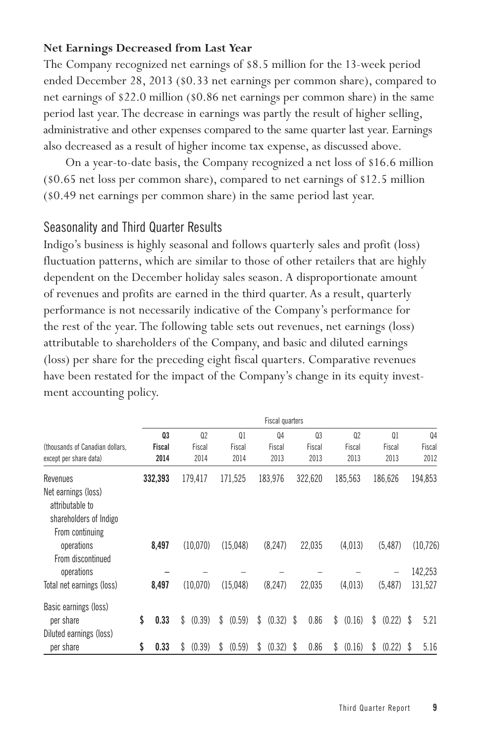**Net Earnings Decreased from Last Year**

The Company recognized net earnings of $8.5 million for the 13-week period ended December 28, 2013 ($0.33 net earnings per common share), compared to net earnings of $22.0 million ($0.86 net earnings per common share) in the same period last year. The decrease in earnings was partly the result of higher selling, administrative and other expenses compared to the same quarter last year. Earnings also decreased as a result of higher income tax expense, as discussed above.

On a year-to-date basis, the Company recognized a net loss of $16.6 million ($0.65 net loss per common share), compared to net earnings of $12.5 million ($0.49 net earnings per common share) in the same period last year.

## Seasonality and Third Quarter Results

Indigo's business is highly seasonal and follows quarterly sales and profit (loss) fluctuation patterns, which are similar to those of other retailers that are highly dependent on the December holiday sales season. A disproportionate amount of revenues and profits are earned in the third quarter. As a result, quarterly performance is not necessarily indicative of the Company's performance for the rest of the year. The following table sets out revenues, net earnings (loss) attributable to shareholders of the Company, and basic and diluted earnings (loss) per share for the preceding eight fiscal quarters. Comparative revenues have been restated for the impact of the Company's change in its equity investment accounting policy.

| | Fiscal quarters | | | | | | | |
|---|---|---|---|---|---|---|---|---|
| (thousands of Canadian dollars, except per share data) | **Q3 Fiscal 2014** | Q2 Fiscal 2014 | Q1 Fiscal 2014 | Q4 Fiscal 2013 | Q3 Fiscal 2013 | Q2 Fiscal 2013 | Q1 Fiscal 2013 | Q4 Fiscal 2012 |
| Revenues | **332,393** | 179,417 | 171,525 | 183,976 | 322,620 | 185,563 | 186,626 | 194,853 |
| Net earnings (loss) attributable to shareholders of Indigo | | | | | | | | |
| From continuing operations | **8,497** | (10,070) | (15,048) | (8,247) | 22,035 | (4,013) | (5,487) | (10,726) |
| From discontinued operations | **–** | – | – | – | – | – | – | 142,253 |
| Total net earnings (loss) | **8,497** | (10,070) | (15,048) | (8,247) | 22,035 | (4,013) | (5,487) | 131,527 |
| Basic earnings (loss) per share | **$ 0.33** | $ (0.39) | $ (0.59) | $ (0.32) | $ 0.86 | $ (0.16) | $ (0.22) | $ 5.21 |
| Diluted earnings (loss) per share | **$ 0.33** | $ (0.39) | $ (0.59) | $ (0.32) | $ 0.86 | $ (0.16) | $ (0.22) | $ 5.16 |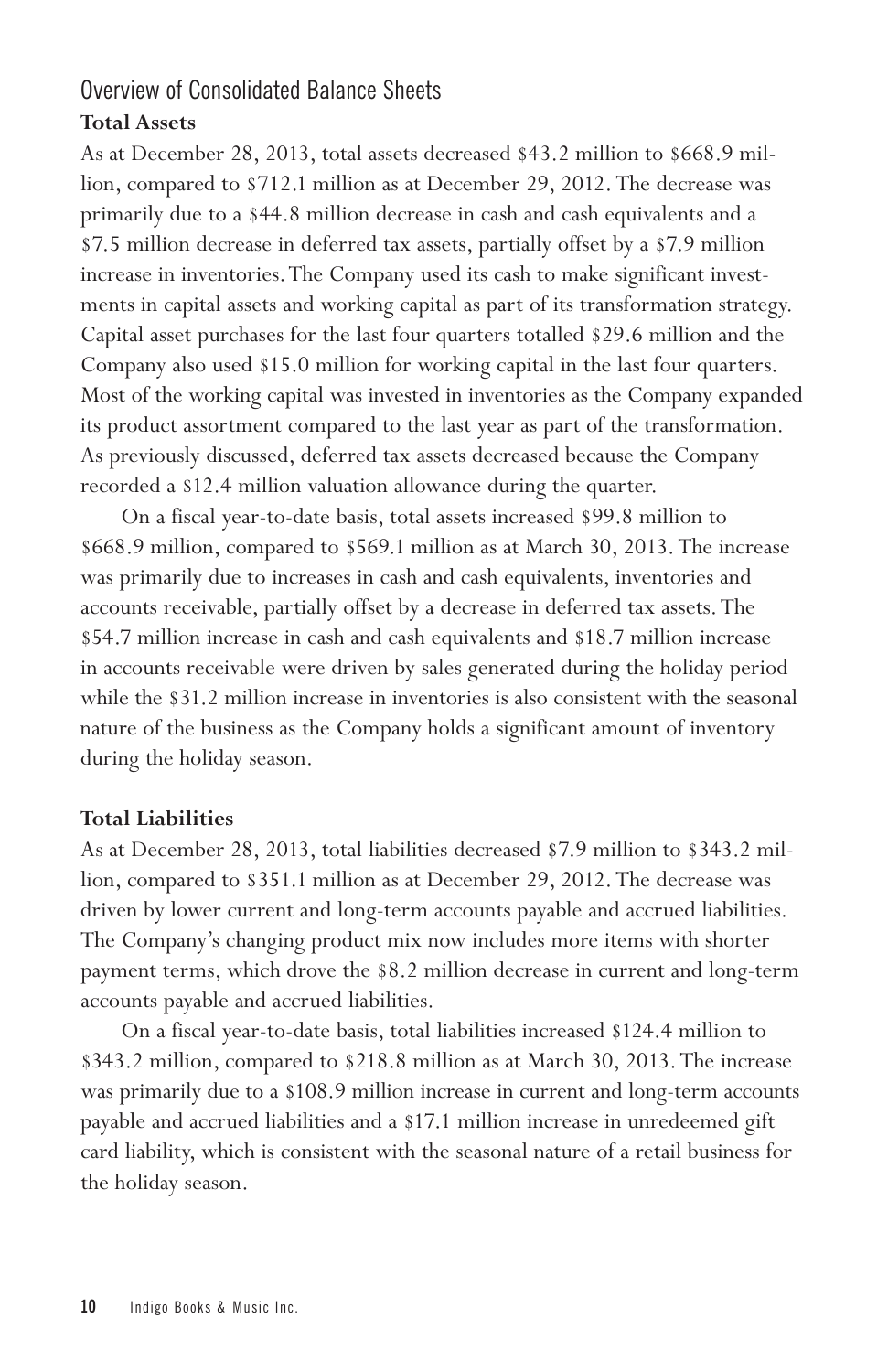## Overview of Consolidated Balance Sheets

### Total Assets

As at December 28, 2013, total assets decreased $43.2 million to $668.9 million, compared to $712.1 million as at December 29, 2012. The decrease was primarily due to a $44.8 million decrease in cash and cash equivalents and a $7.5 million decrease in deferred tax assets, partially offset by a $7.9 million increase in inventories. The Company used its cash to make significant investments in capital assets and working capital as part of its transformation strategy. Capital asset purchases for the last four quarters totalled $29.6 million and the Company also used $15.0 million for working capital in the last four quarters. Most of the working capital was invested in inventories as the Company expanded its product assortment compared to the last year as part of the transformation. As previously discussed, deferred tax assets decreased because the Company recorded a $12.4 million valuation allowance during the quarter.

On a fiscal year-to-date basis, total assets increased $99.8 million to $668.9 million, compared to $569.1 million as at March 30, 2013. The increase was primarily due to increases in cash and cash equivalents, inventories and accounts receivable, partially offset by a decrease in deferred tax assets. The $54.7 million increase in cash and cash equivalents and $18.7 million increase in accounts receivable were driven by sales generated during the holiday period while the $31.2 million increase in inventories is also consistent with the seasonal nature of the business as the Company holds a significant amount of inventory during the holiday season.

### Total Liabilities

As at December 28, 2013, total liabilities decreased $7.9 million to $343.2 million, compared to $351.1 million as at December 29, 2012. The decrease was driven by lower current and long-term accounts payable and accrued liabilities. The Company's changing product mix now includes more items with shorter payment terms, which drove the $8.2 million decrease in current and long-term accounts payable and accrued liabilities.

On a fiscal year-to-date basis, total liabilities increased $124.4 million to $343.2 million, compared to $218.8 million as at March 30, 2013. The increase was primarily due to a $108.9 million increase in current and long-term accounts payable and accrued liabilities and a $17.1 million increase in unredeemed gift card liability, which is consistent with the seasonal nature of a retail business for the holiday season.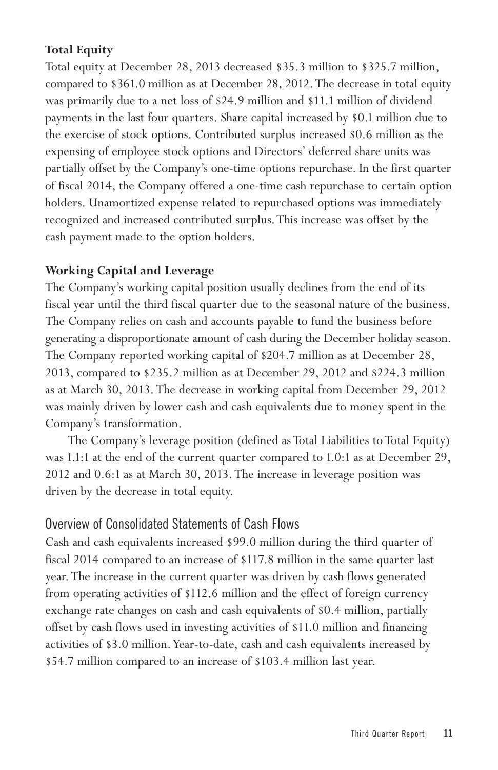**Total Equity**

Total equity at December 28, 2013 decreased $35.3 million to $325.7 million, compared to $361.0 million as at December 28, 2012. The decrease in total equity was primarily due to a net loss of $24.9 million and $11.1 million of dividend payments in the last four quarters. Share capital increased by $0.1 million due to the exercise of stock options. Contributed surplus increased $0.6 million as the expensing of employee stock options and Directors' deferred share units was partially offset by the Company's one-time options repurchase. In the first quarter of fiscal 2014, the Company offered a one-time cash repurchase to certain option holders. Unamortized expense related to repurchased options was immediately recognized and increased contributed surplus. This increase was offset by the cash payment made to the option holders.

**Working Capital and Leverage**

The Company's working capital position usually declines from the end of its fiscal year until the third fiscal quarter due to the seasonal nature of the business. The Company relies on cash and accounts payable to fund the business before generating a disproportionate amount of cash during the December holiday season. The Company reported working capital of $204.7 million as at December 28, 2013, compared to $235.2 million as at December 29, 2012 and $224.3 million as at March 30, 2013. The decrease in working capital from December 29, 2012 was mainly driven by lower cash and cash equivalents due to money spent in the Company's transformation.

The Company's leverage position (defined as Total Liabilities to Total Equity) was 1.1:1 at the end of the current quarter compared to 1.0:1 as at December 29, 2012 and 0.6:1 as at March 30, 2013. The increase in leverage position was driven by the decrease in total equity.

## Overview of Consolidated Statements of Cash Flows

Cash and cash equivalents increased $99.0 million during the third quarter of fiscal 2014 compared to an increase of $117.8 million in the same quarter last year. The increase in the current quarter was driven by cash flows generated from operating activities of $112.6 million and the effect of foreign currency exchange rate changes on cash and cash equivalents of $0.4 million, partially offset by cash flows used in investing activities of $11.0 million and financing activities of $3.0 million. Year-to-date, cash and cash equivalents increased by $54.7 million compared to an increase of $103.4 million last year.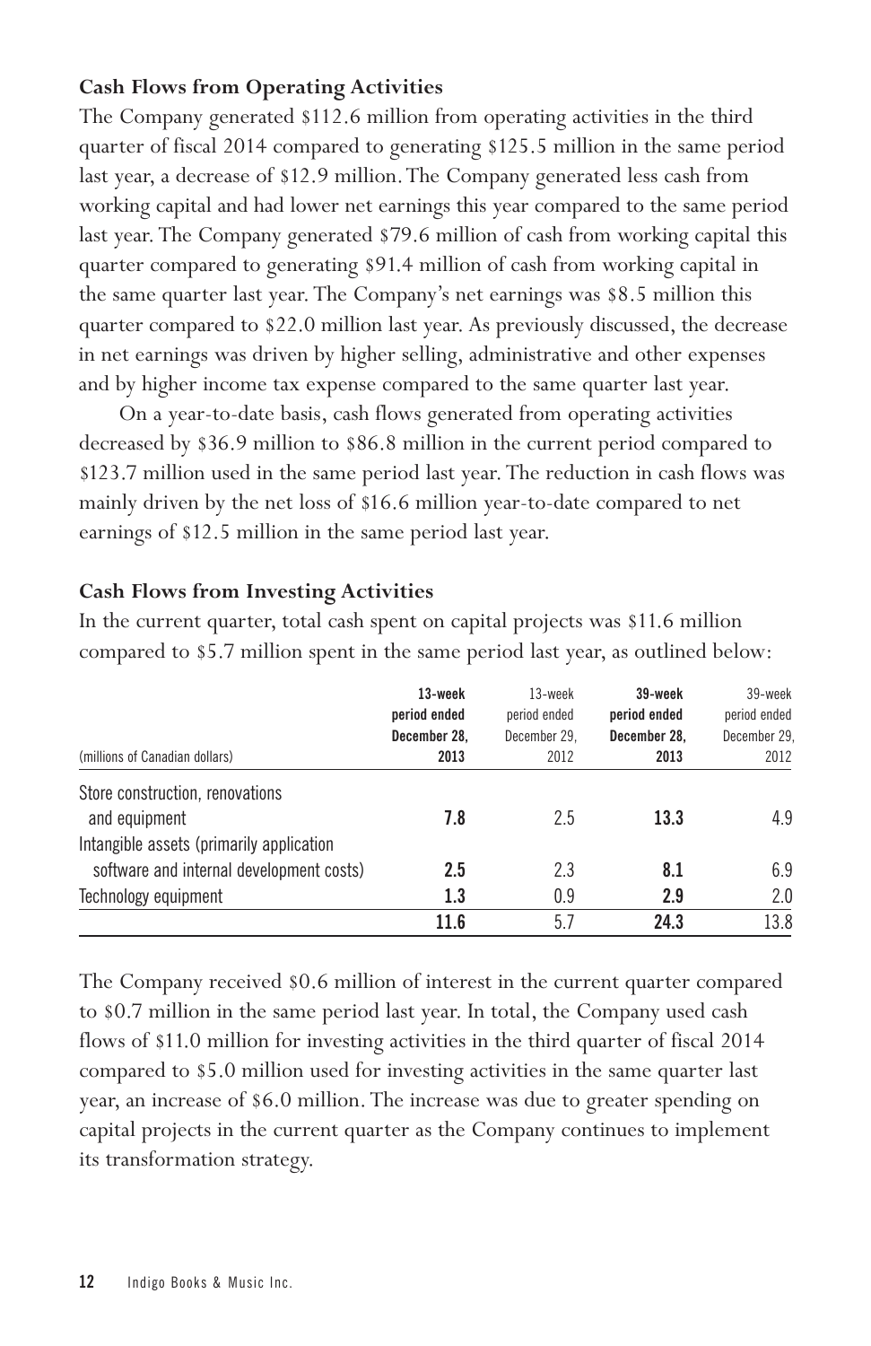### Cash Flows from Operating Activities

The Company generated $112.6 million from operating activities in the third quarter of fiscal 2014 compared to generating $125.5 million in the same period last year, a decrease of $12.9 million. The Company generated less cash from working capital and had lower net earnings this year compared to the same period last year. The Company generated $79.6 million of cash from working capital this quarter compared to generating $91.4 million of cash from working capital in the same quarter last year. The Company's net earnings was $8.5 million this quarter compared to $22.0 million last year. As previously discussed, the decrease in net earnings was driven by higher selling, administrative and other expenses and by higher income tax expense compared to the same quarter last year.

On a year-to-date basis, cash flows generated from operating activities decreased by $36.9 million to $86.8 million in the current period compared to $123.7 million used in the same period last year. The reduction in cash flows was mainly driven by the net loss of $16.6 million year-to-date compared to net earnings of $12.5 million in the same period last year.

### Cash Flows from Investing Activities

In the current quarter, total cash spent on capital projects was $11.6 million compared to $5.7 million spent in the same period last year, as outlined below:

| (millions of Canadian dollars) | **13-week period ended December 28, 2013** | 13-week period ended December 29, 2012 | **39-week period ended December 28, 2013** | 39-week period ended December 29, 2012 |
|---|---|---|---|---|
| Store construction, renovations and equipment | **7.8** | 2.5 | **13.3** | 4.9 |
| Intangible assets (primarily application software and internal development costs) | **2.5** | 2.3 | **8.1** | 6.9 |
| Technology equipment | **1.3** | 0.9 | **2.9** | 2.0 |
| | **11.6** | 5.7 | **24.3** | 13.8 |

The Company received $0.6 million of interest in the current quarter compared to $0.7 million in the same period last year. In total, the Company used cash flows of $11.0 million for investing activities in the third quarter of fiscal 2014 compared to $5.0 million used for investing activities in the same quarter last year, an increase of $6.0 million. The increase was due to greater spending on capital projects in the current quarter as the Company continues to implement its transformation strategy.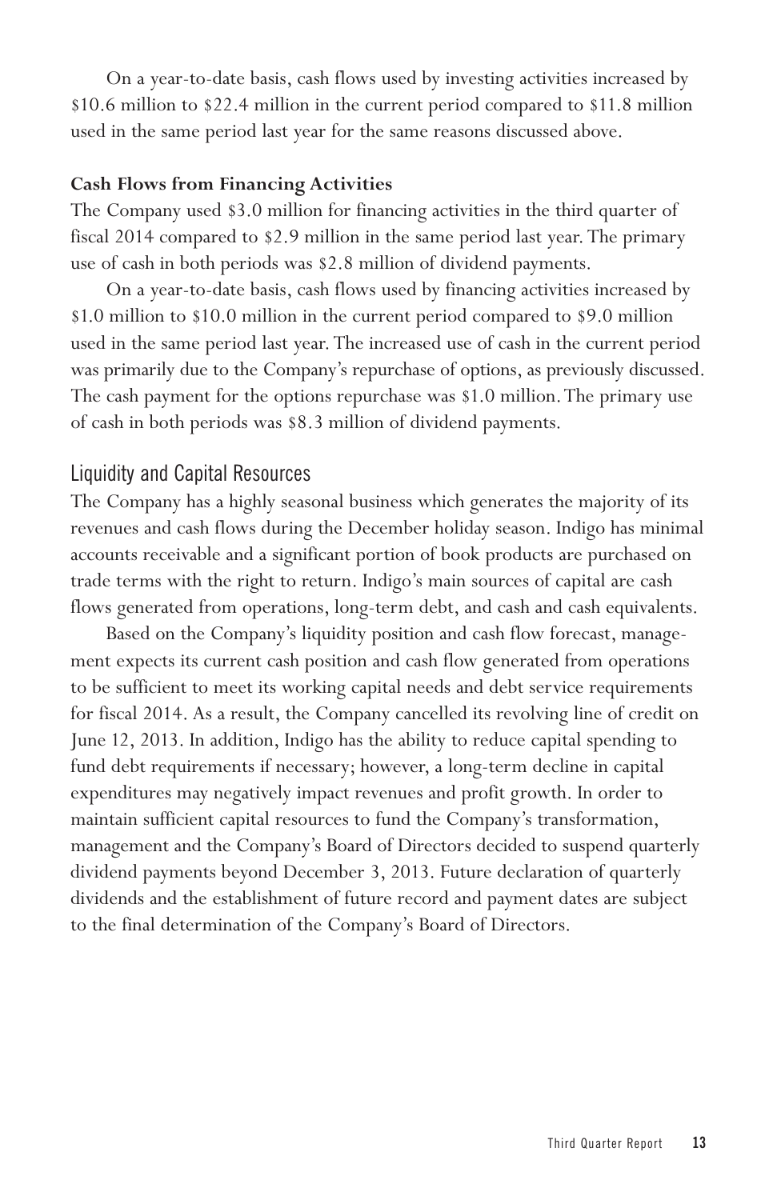On a year-to-date basis, cash flows used by investing activities increased by $10.6 million to $22.4 million in the current period compared to $11.8 million used in the same period last year for the same reasons discussed above.

**Cash Flows from Financing Activities**

The Company used $3.0 million for financing activities in the third quarter of fiscal 2014 compared to $2.9 million in the same period last year. The primary use of cash in both periods was $2.8 million of dividend payments.

On a year-to-date basis, cash flows used by financing activities increased by $1.0 million to $10.0 million in the current period compared to $9.0 million used in the same period last year. The increased use of cash in the current period was primarily due to the Company's repurchase of options, as previously discussed. The cash payment for the options repurchase was $1.0 million. The primary use of cash in both periods was $8.3 million of dividend payments.

## Liquidity and Capital Resources

The Company has a highly seasonal business which generates the majority of its revenues and cash flows during the December holiday season. Indigo has minimal accounts receivable and a significant portion of book products are purchased on trade terms with the right to return. Indigo's main sources of capital are cash flows generated from operations, long-term debt, and cash and cash equivalents.

Based on the Company's liquidity position and cash flow forecast, management expects its current cash position and cash flow generated from operations to be sufficient to meet its working capital needs and debt service requirements for fiscal 2014. As a result, the Company cancelled its revolving line of credit on June 12, 2013. In addition, Indigo has the ability to reduce capital spending to fund debt requirements if necessary; however, a long-term decline in capital expenditures may negatively impact revenues and profit growth. In order to maintain sufficient capital resources to fund the Company's transformation, management and the Company's Board of Directors decided to suspend quarterly dividend payments beyond December 3, 2013. Future declaration of quarterly dividends and the establishment of future record and payment dates are subject to the final determination of the Company's Board of Directors.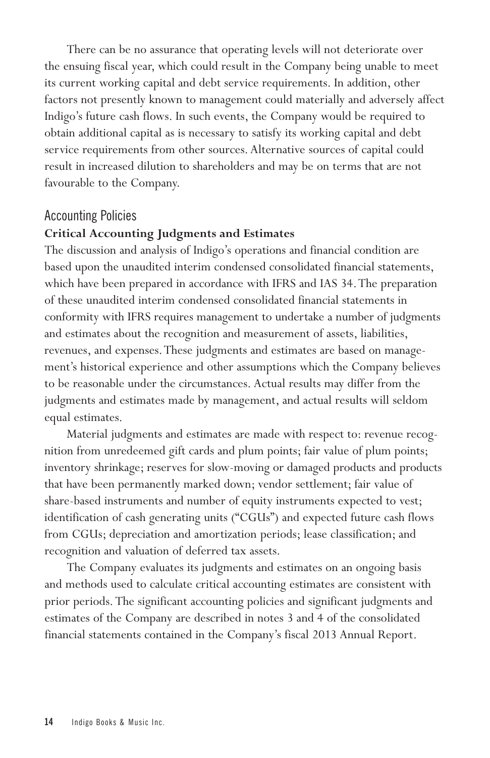There can be no assurance that operating levels will not deteriorate over the ensuing fiscal year, which could result in the Company being unable to meet its current working capital and debt service requirements. In addition, other factors not presently known to management could materially and adversely affect Indigo's future cash flows. In such events, the Company would be required to obtain additional capital as is necessary to satisfy its working capital and debt service requirements from other sources. Alternative sources of capital could result in increased dilution to shareholders and may be on terms that are not favourable to the Company.

## Accounting Policies

### Critical Accounting Judgments and Estimates

The discussion and analysis of Indigo's operations and financial condition are based upon the unaudited interim condensed consolidated financial statements, which have been prepared in accordance with IFRS and IAS 34. The preparation of these unaudited interim condensed consolidated financial statements in conformity with IFRS requires management to undertake a number of judgments and estimates about the recognition and measurement of assets, liabilities, revenues, and expenses. These judgments and estimates are based on management's historical experience and other assumptions which the Company believes to be reasonable under the circumstances. Actual results may differ from the judgments and estimates made by management, and actual results will seldom equal estimates.

Material judgments and estimates are made with respect to: revenue recognition from unredeemed gift cards and plum points; fair value of plum points; inventory shrinkage; reserves for slow-moving or damaged products and products that have been permanently marked down; vendor settlement; fair value of share-based instruments and number of equity instruments expected to vest; identification of cash generating units ("CGUs") and expected future cash flows from CGUs; depreciation and amortization periods; lease classification; and recognition and valuation of deferred tax assets.

The Company evaluates its judgments and estimates on an ongoing basis and methods used to calculate critical accounting estimates are consistent with prior periods. The significant accounting policies and significant judgments and estimates of the Company are described in notes 3 and 4 of the consolidated financial statements contained in the Company's fiscal 2013 Annual Report.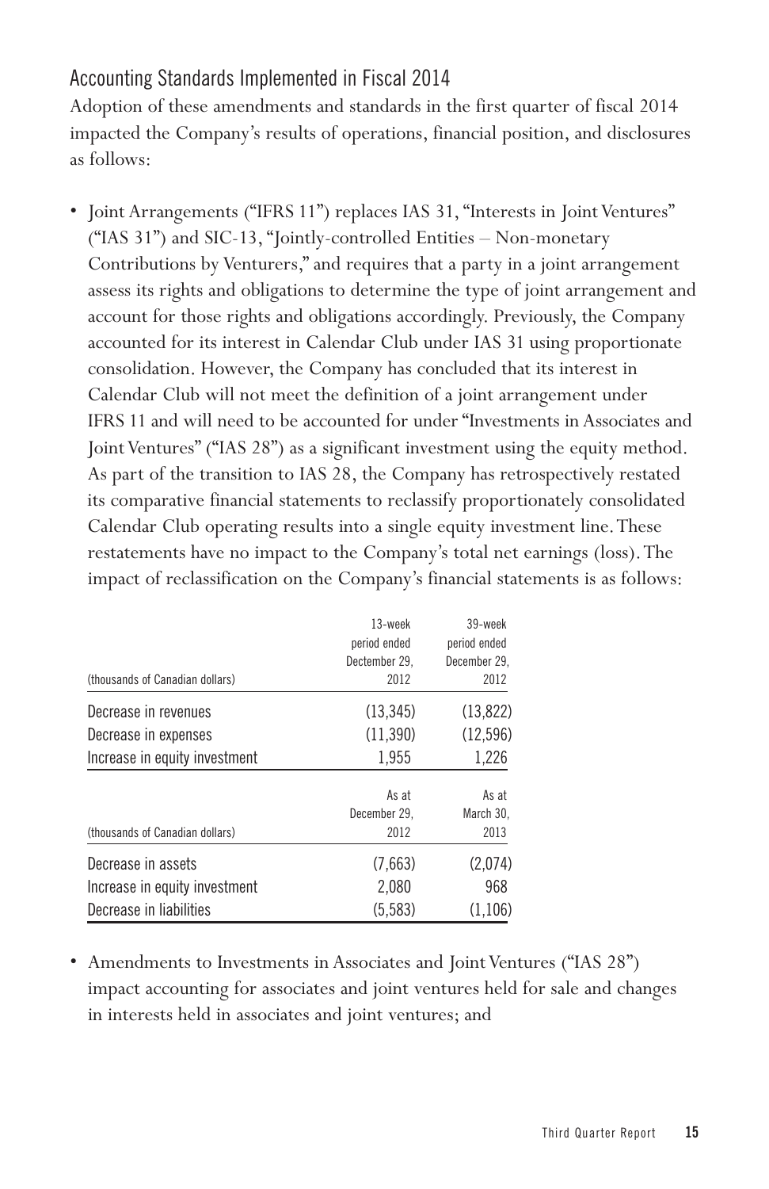## Accounting Standards Implemented in Fiscal 2014

Adoption of these amendments and standards in the first quarter of fiscal 2014 impacted the Company's results of operations, financial position, and disclosures as follows:

- Joint Arrangements ("IFRS 11") replaces IAS 31, "Interests in Joint Ventures" ("IAS 31") and SIC-13, "Jointly-controlled Entities – Non-monetary Contributions by Venturers," and requires that a party in a joint arrangement assess its rights and obligations to determine the type of joint arrangement and account for those rights and obligations accordingly. Previously, the Company accounted for its interest in Calendar Club under IAS 31 using proportionate consolidation. However, the Company has concluded that its interest in Calendar Club will not meet the definition of a joint arrangement under IFRS 11 and will need to be accounted for under "Investments in Associates and Joint Ventures" ("IAS 28") as a significant investment using the equity method. As part of the transition to IAS 28, the Company has retrospectively restated its comparative financial statements to reclassify proportionately consolidated Calendar Club operating results into a single equity investment line. These restatements have no impact to the Company's total net earnings (loss). The impact of reclassification on the Company's financial statements is as follows:

| (thousands of Canadian dollars) | 13-week period ended December 29, 2012 | 39-week period ended December 29, 2012 |
|---|---|---|
| Decrease in revenues | (13,345) | (13,822) |
| Decrease in expenses | (11,390) | (12,596) |
| Increase in equity investment | 1,955 | 1,226 |

| (thousands of Canadian dollars) | As at December 29, 2012 | As at March 30, 2013 |
|---|---|---|
| Decrease in assets | (7,663) | (2,074) |
| Increase in equity investment | 2,080 | 968 |
| Decrease in liabilities | (5,583) | (1,106) |

- Amendments to Investments in Associates and Joint Ventures ("IAS 28") impact accounting for associates and joint ventures held for sale and changes in interests held in associates and joint ventures; and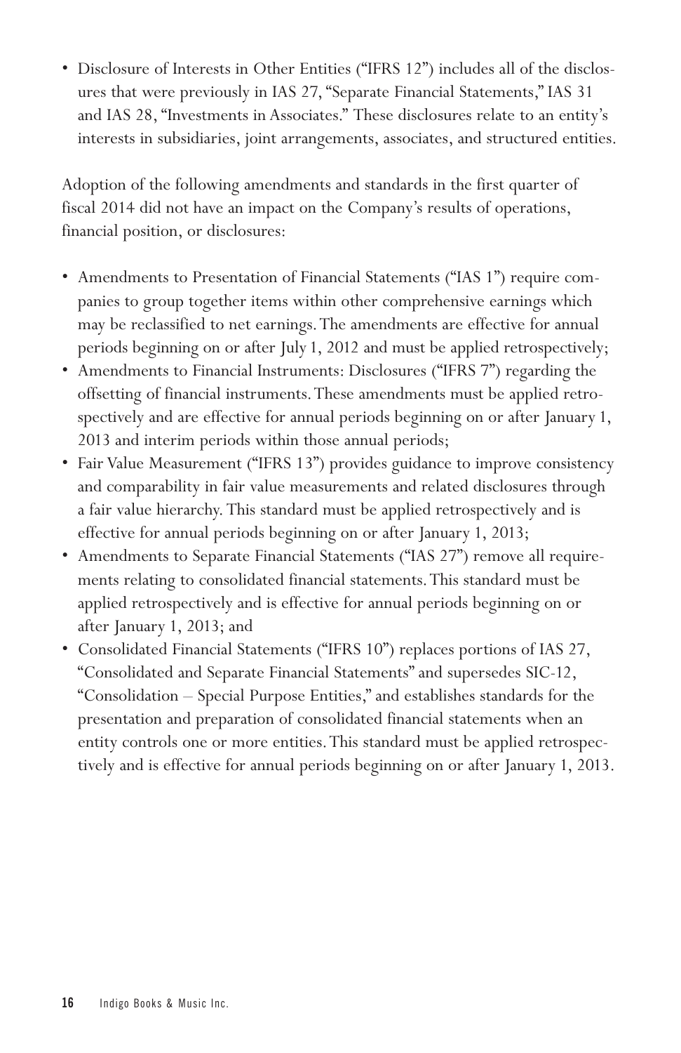- Disclosure of Interests in Other Entities ("IFRS 12") includes all of the disclosures that were previously in IAS 27, "Separate Financial Statements," IAS 31 and IAS 28, "Investments in Associates." These disclosures relate to an entity's interests in subsidiaries, joint arrangements, associates, and structured entities.

Adoption of the following amendments and standards in the first quarter of fiscal 2014 did not have an impact on the Company's results of operations, financial position, or disclosures:

- Amendments to Presentation of Financial Statements ("IAS 1") require companies to group together items within other comprehensive earnings which may be reclassified to net earnings. The amendments are effective for annual periods beginning on or after July 1, 2012 and must be applied retrospectively;
- Amendments to Financial Instruments: Disclosures ("IFRS 7") regarding the offsetting of financial instruments. These amendments must be applied retrospectively and are effective for annual periods beginning on or after January 1, 2013 and interim periods within those annual periods;
- Fair Value Measurement ("IFRS 13") provides guidance to improve consistency and comparability in fair value measurements and related disclosures through a fair value hierarchy. This standard must be applied retrospectively and is effective for annual periods beginning on or after January 1, 2013;
- Amendments to Separate Financial Statements ("IAS 27") remove all requirements relating to consolidated financial statements. This standard must be applied retrospectively and is effective for annual periods beginning on or after January 1, 2013; and
- Consolidated Financial Statements ("IFRS 10") replaces portions of IAS 27, "Consolidated and Separate Financial Statements" and supersedes SIC-12, "Consolidation – Special Purpose Entities," and establishes standards for the presentation and preparation of consolidated financial statements when an entity controls one or more entities. This standard must be applied retrospectively and is effective for annual periods beginning on or after January 1, 2013.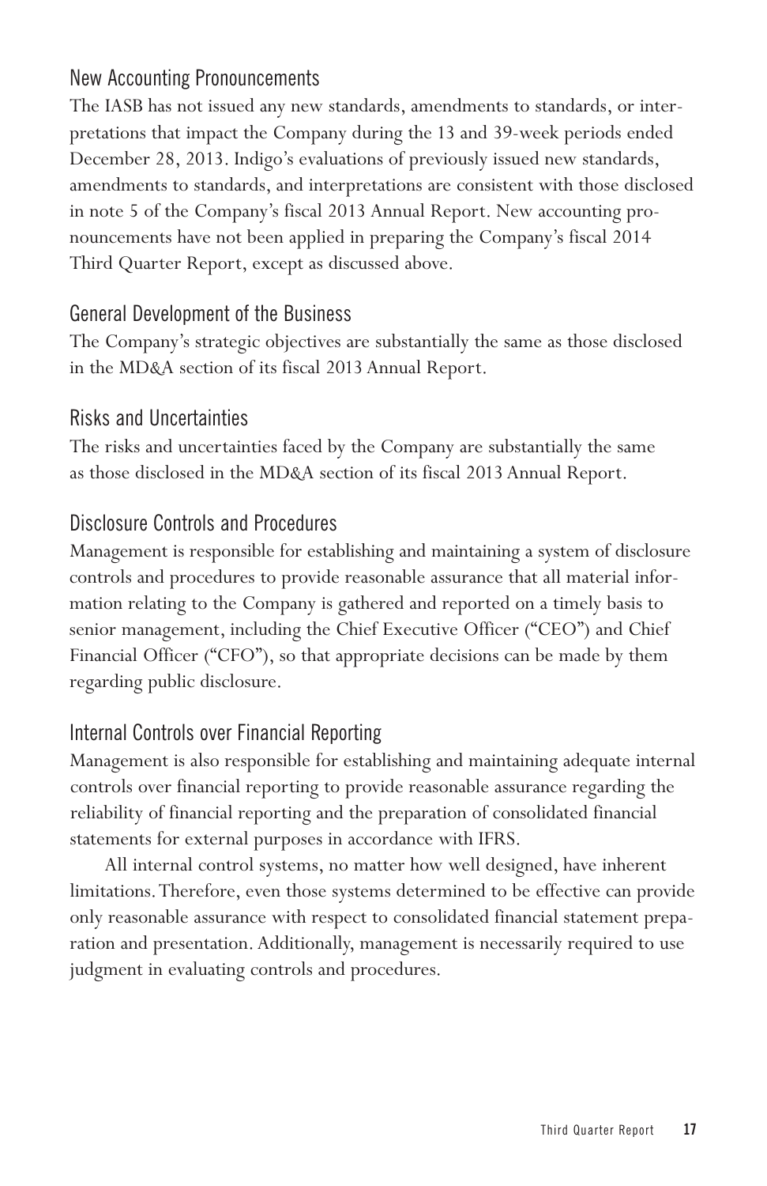## New Accounting Pronouncements

The IASB has not issued any new standards, amendments to standards, or interpretations that impact the Company during the 13 and 39-week periods ended December 28, 2013. Indigo's evaluations of previously issued new standards, amendments to standards, and interpretations are consistent with those disclosed in note 5 of the Company's fiscal 2013 Annual Report. New accounting pronouncements have not been applied in preparing the Company's fiscal 2014 Third Quarter Report, except as discussed above.

## General Development of the Business

The Company's strategic objectives are substantially the same as those disclosed in the MD&A section of its fiscal 2013 Annual Report.

## Risks and Uncertainties

The risks and uncertainties faced by the Company are substantially the same as those disclosed in the MD&A section of its fiscal 2013 Annual Report.

## Disclosure Controls and Procedures

Management is responsible for establishing and maintaining a system of disclosure controls and procedures to provide reasonable assurance that all material information relating to the Company is gathered and reported on a timely basis to senior management, including the Chief Executive Officer ("CEO") and Chief Financial Officer ("CFO"), so that appropriate decisions can be made by them regarding public disclosure.

## Internal Controls over Financial Reporting

Management is also responsible for establishing and maintaining adequate internal controls over financial reporting to provide reasonable assurance regarding the reliability of financial reporting and the preparation of consolidated financial statements for external purposes in accordance with IFRS.

All internal control systems, no matter how well designed, have inherent limitations. Therefore, even those systems determined to be effective can provide only reasonable assurance with respect to consolidated financial statement preparation and presentation. Additionally, management is necessarily required to use judgment in evaluating controls and procedures.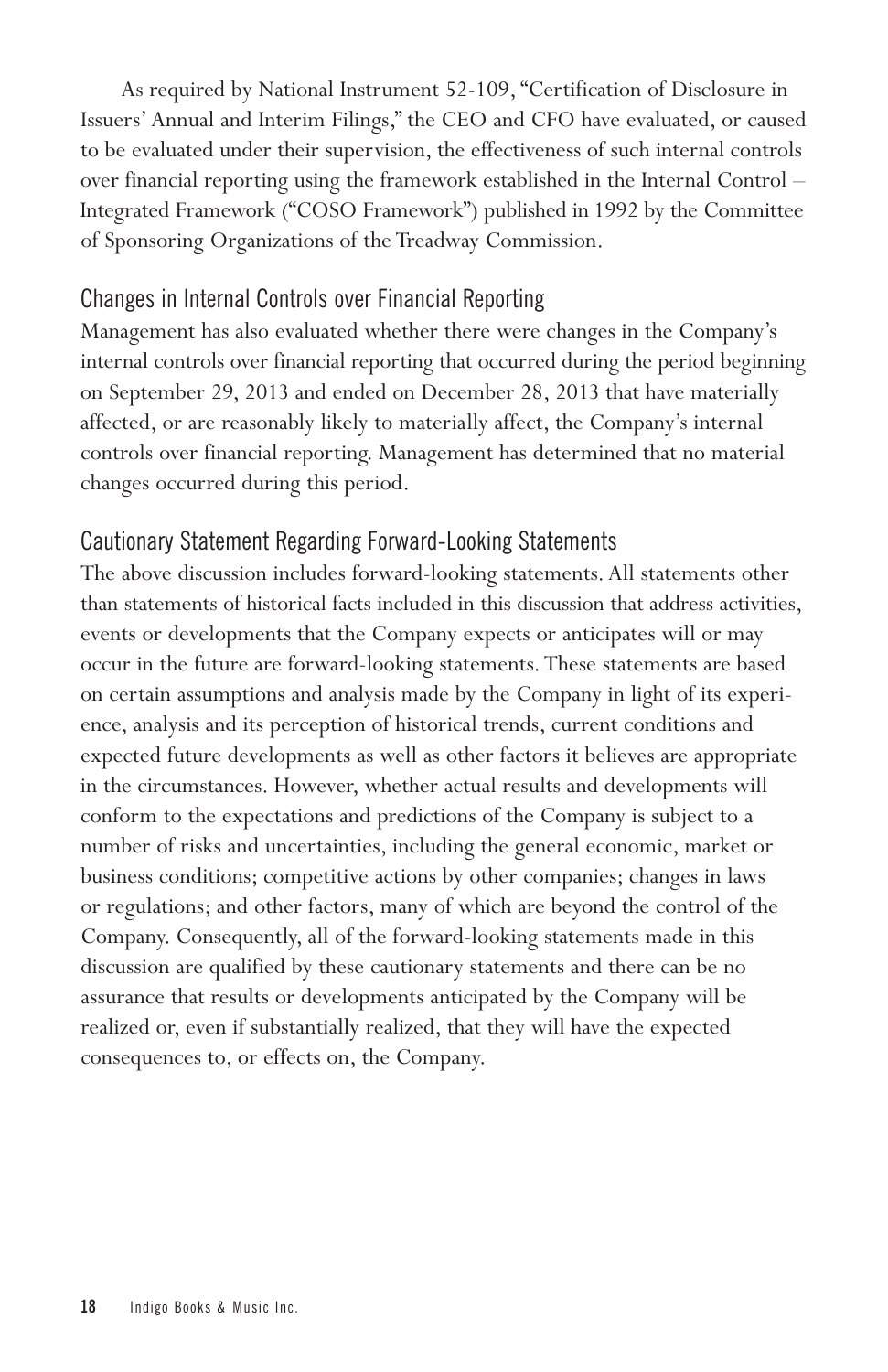As required by National Instrument 52-109, "Certification of Disclosure in Issuers' Annual and Interim Filings," the CEO and CFO have evaluated, or caused to be evaluated under their supervision, the effectiveness of such internal controls over financial reporting using the framework established in the Internal Control – Integrated Framework ("COSO Framework") published in 1992 by the Committee of Sponsoring Organizations of the Treadway Commission.

## Changes in Internal Controls over Financial Reporting

Management has also evaluated whether there were changes in the Company's internal controls over financial reporting that occurred during the period beginning on September 29, 2013 and ended on December 28, 2013 that have materially affected, or are reasonably likely to materially affect, the Company's internal controls over financial reporting. Management has determined that no material changes occurred during this period.

## Cautionary Statement Regarding Forward-Looking Statements

The above discussion includes forward-looking statements. All statements other than statements of historical facts included in this discussion that address activities, events or developments that the Company expects or anticipates will or may occur in the future are forward-looking statements. These statements are based on certain assumptions and analysis made by the Company in light of its experience, analysis and its perception of historical trends, current conditions and expected future developments as well as other factors it believes are appropriate in the circumstances. However, whether actual results and developments will conform to the expectations and predictions of the Company is subject to a number of risks and uncertainties, including the general economic, market or business conditions; competitive actions by other companies; changes in laws or regulations; and other factors, many of which are beyond the control of the Company. Consequently, all of the forward-looking statements made in this discussion are qualified by these cautionary statements and there can be no assurance that results or developments anticipated by the Company will be realized or, even if substantially realized, that they will have the expected consequences to, or effects on, the Company.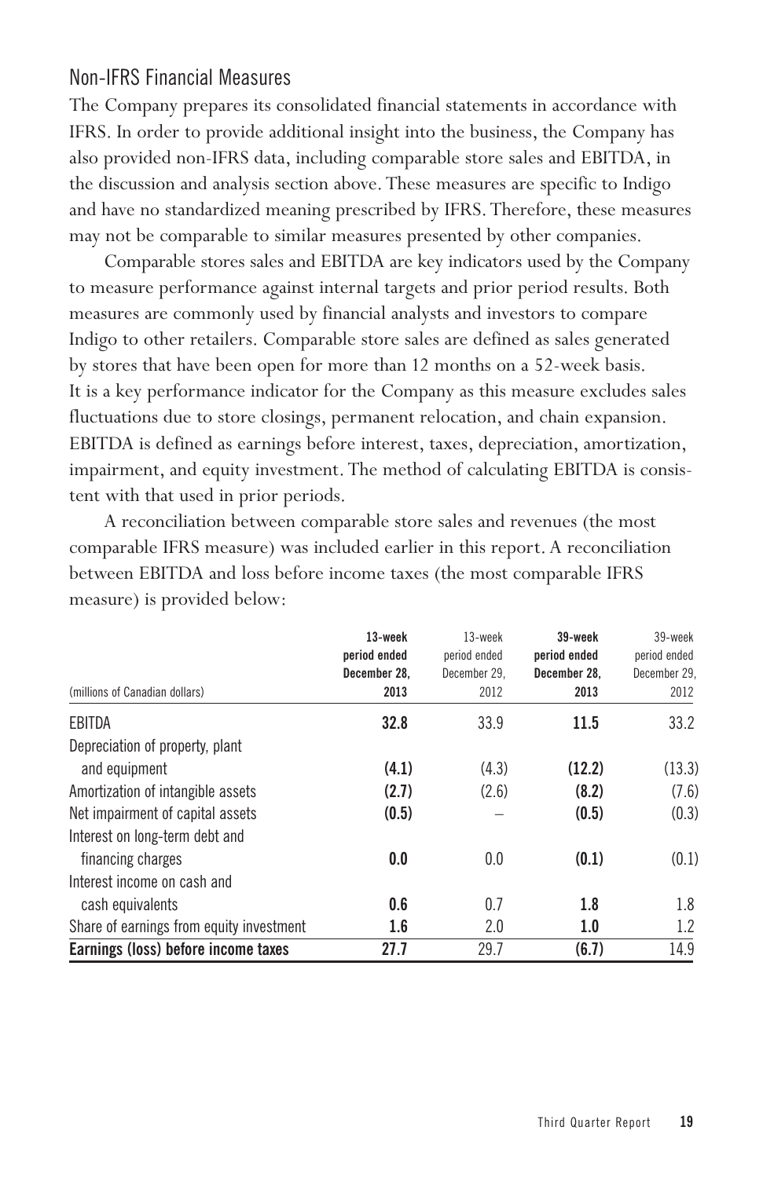## Non-IFRS Financial Measures

The Company prepares its consolidated financial statements in accordance with IFRS. In order to provide additional insight into the business, the Company has also provided non-IFRS data, including comparable store sales and EBITDA, in the discussion and analysis section above. These measures are specific to Indigo and have no standardized meaning prescribed by IFRS. Therefore, these measures may not be comparable to similar measures presented by other companies.

Comparable stores sales and EBITDA are key indicators used by the Company to measure performance against internal targets and prior period results. Both measures are commonly used by financial analysts and investors to compare Indigo to other retailers. Comparable store sales are defined as sales generated by stores that have been open for more than 12 months on a 52-week basis. It is a key performance indicator for the Company as this measure excludes sales fluctuations due to store closings, permanent relocation, and chain expansion. EBITDA is defined as earnings before interest, taxes, depreciation, amortization, impairment, and equity investment. The method of calculating EBITDA is consistent with that used in prior periods.

A reconciliation between comparable store sales and revenues (the most comparable IFRS measure) was included earlier in this report. A reconciliation between EBITDA and loss before income taxes (the most comparable IFRS measure) is provided below:

| (millions of Canadian dollars) | **13-week period ended December 28, 2013** | 13-week period ended December 29, 2012 | **39-week period ended December 28, 2013** | 39-week period ended December 29, 2012 |
|---|---|---|---|---|
| EBITDA | **32.8** | 33.9 | **11.5** | 33.2 |
| Depreciation of property, plant and equipment | **(4.1)** | (4.3) | **(12.2)** | (13.3) |
| Amortization of intangible assets | **(2.7)** | (2.6) | **(8.2)** | (7.6) |
| Net impairment of capital assets | **(0.5)** | – | **(0.5)** | (0.3) |
| Interest on long-term debt and financing charges | **0.0** | 0.0 | **(0.1)** | (0.1) |
| Interest income on cash and cash equivalents | **0.6** | 0.7 | **1.8** | 1.8 |
| Share of earnings from equity investment | **1.6** | 2.0 | **1.0** | 1.2 |
| **Earnings (loss) before income taxes** | **27.7** | 29.7 | **(6.7)** | 14.9 |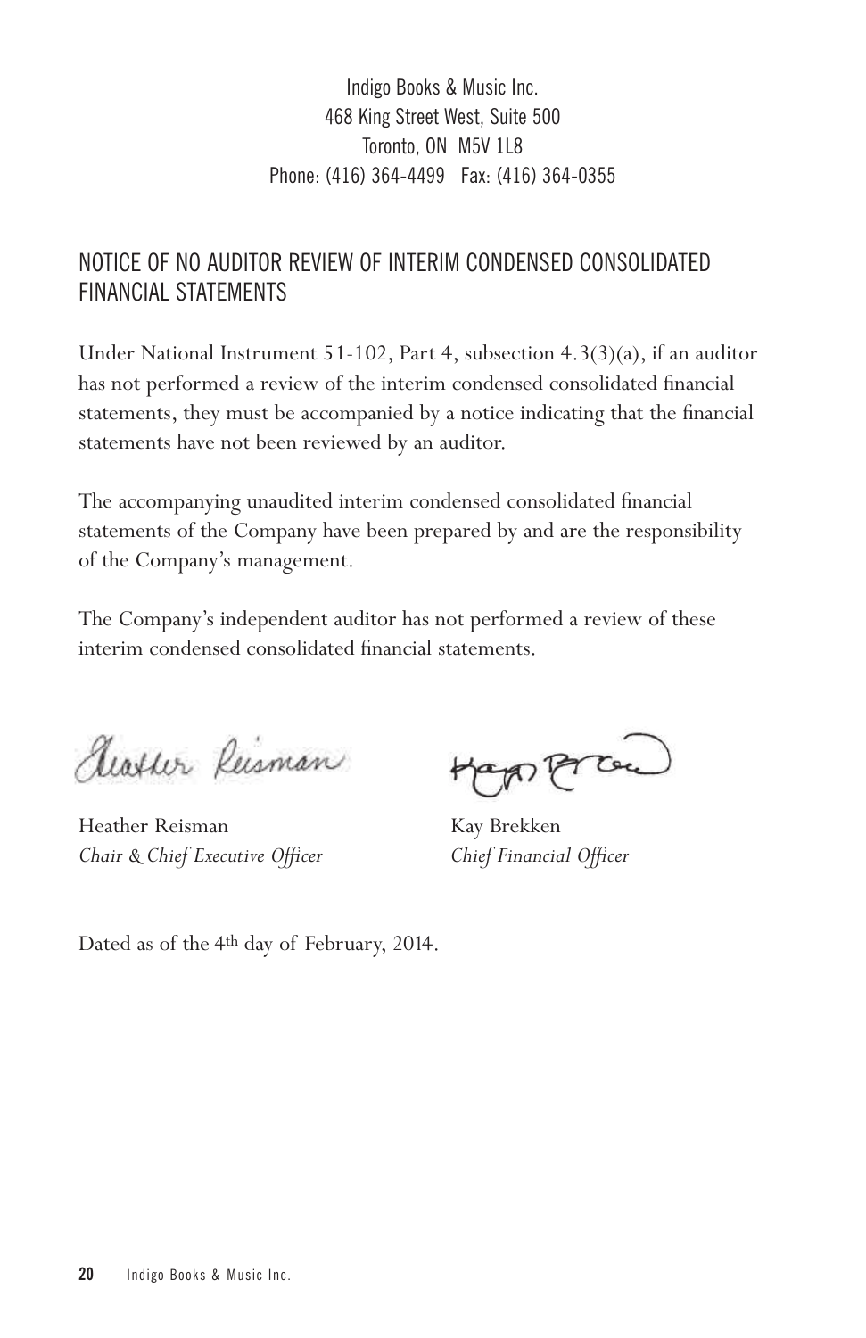Indigo Books & Music Inc.
468 King Street West, Suite 500
Toronto, ON M5V 1L8
Phone: (416) 364-4499 Fax: (416) 364-0355

## NOTICE OF NO AUDITOR REVIEW OF INTERIM CONDENSED CONSOLIDATED FINANCIAL STATEMENTS

Under National Instrument 51-102, Part 4, subsection 4.3(3)(a), if an auditor has not performed a review of the interim condensed consolidated financial statements, they must be accompanied by a notice indicating that the financial statements have not been reviewed by an auditor.

The accompanying unaudited interim condensed consolidated financial statements of the Company have been prepared by and are the responsibility of the Company's management.

The Company's independent auditor has not performed a review of these interim condensed consolidated financial statements.

Heather Reisman
*Chair & Chief Executive Officer*

Kay Brekken
*Chief Financial Officer*

Dated as of the 4th day of February, 2014.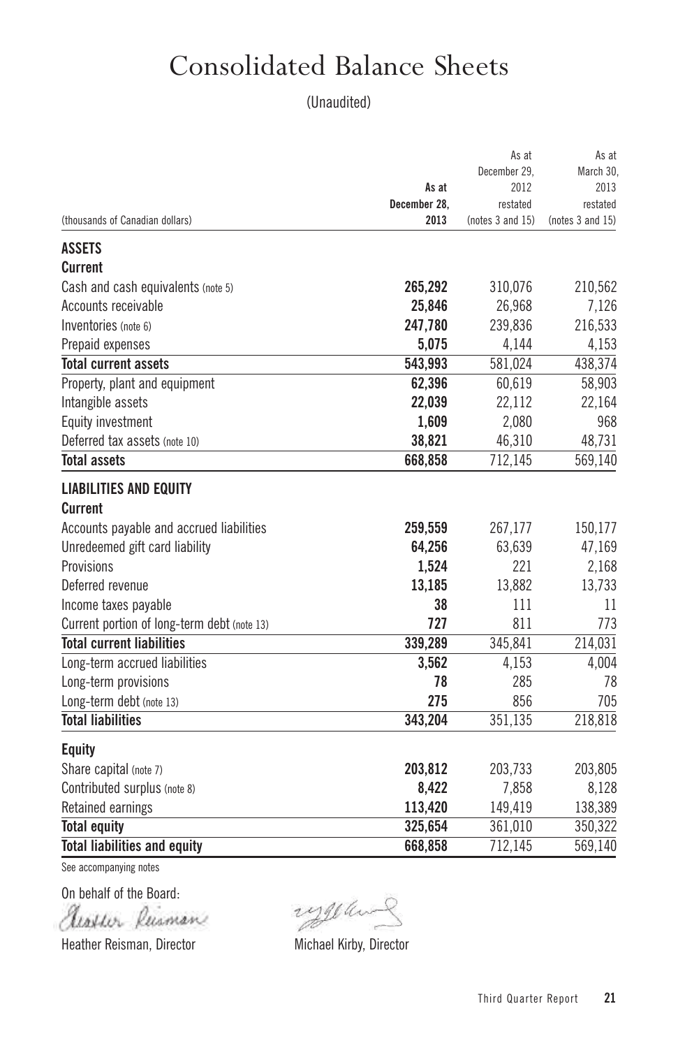# Consolidated Balance Sheets

(Unaudited)

| (thousands of Canadian dollars) | As at December 28, 2013 | As at December 29, 2012 restated (notes 3 and 15) | As at March 30, 2013 restated (notes 3 and 15) |
|---|---|---|---|
| **ASSETS** | | | |
| **Current** | | | |
| Cash and cash equivalents (note 5) | **265,292** | 310,076 | 210,562 |
| Accounts receivable | **25,846** | 26,968 | 7,126 |
| Inventories (note 6) | **247,780** | 239,836 | 216,533 |
| Prepaid expenses | **5,075** | 4,144 | 4,153 |
| **Total current assets** | **543,993** | 581,024 | 438,374 |
| Property, plant and equipment | **62,396** | 60,619 | 58,903 |
| Intangible assets | **22,039** | 22,112 | 22,164 |
| Equity investment | **1,609** | 2,080 | 968 |
| Deferred tax assets (note 10) | **38,821** | 46,310 | 48,731 |
| **Total assets** | **668,858** | 712,145 | 569,140 |
| **LIABILITIES AND EQUITY** | | | |
| **Current** | | | |
| Accounts payable and accrued liabilities | **259,559** | 267,177 | 150,177 |
| Unredeemed gift card liability | **64,256** | 63,639 | 47,169 |
| Provisions | **1,524** | 221 | 2,168 |
| Deferred revenue | **13,185** | 13,882 | 13,733 |
| Income taxes payable | **38** | 111 | 11 |
| Current portion of long-term debt (note 13) | **727** | 811 | 773 |
| **Total current liabilities** | **339,289** | 345,841 | 214,031 |
| Long-term accrued liabilities | **3,562** | 4,153 | 4,004 |
| Long-term provisions | **78** | 285 | 78 |
| Long-term debt (note 13) | **275** | 856 | 705 |
| **Total liabilities** | **343,204** | 351,135 | 218,818 |
| **Equity** | | | |
| Share capital (note 7) | **203,812** | 203,733 | 203,805 |
| Contributed surplus (note 8) | **8,422** | 7,858 | 8,128 |
| Retained earnings | **113,420** | 149,419 | 138,389 |
| **Total equity** | **325,654** | 361,010 | 350,322 |
| **Total liabilities and equity** | **668,858** | 712,145 | 569,140 |

See accompanying notes

On behalf of the Board:

Heather Reisman, Director

Michael Kirby, Director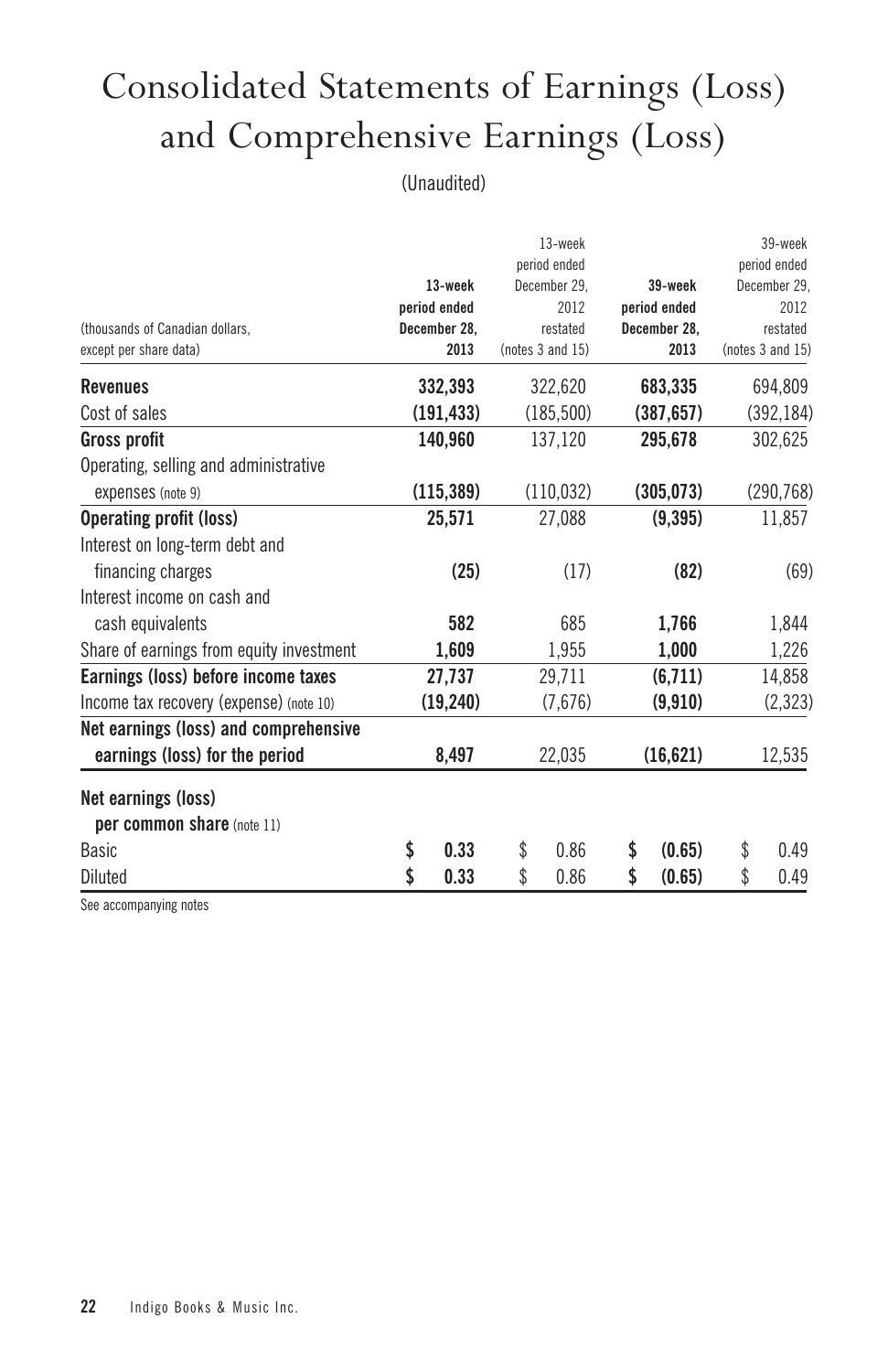# Consolidated Statements of Earnings (Loss) and Comprehensive Earnings (Loss)

(Unaudited)

| (thousands of Canadian dollars, except per share data) | 13-week period ended December 28, 2013 | 13-week period ended December 29, 2012 restated (notes 3 and 15) | 39-week period ended December 28, 2013 | 39-week period ended December 29, 2012 restated (notes 3 and 15) |
|---|---|---|---|---|
| **Revenues** | **332,393** | 322,620 | **683,335** | 694,809 |
| Cost of sales | **(191,433)** | (185,500) | **(387,657)** | (392,184) |
| **Gross profit** | **140,960** | 137,120 | **295,678** | 302,625 |
| Operating, selling and administrative expenses (note 9) | **(115,389)** | (110,032) | **(305,073)** | (290,768) |
| **Operating profit (loss)** | **25,571** | 27,088 | **(9,395)** | 11,857 |
| Interest on long-term debt and financing charges | **(25)** | (17) | **(82)** | (69) |
| Interest income on cash and cash equivalents | **582** | 685 | **1,766** | 1,844 |
| Share of earnings from equity investment | **1,609** | 1,955 | **1,000** | 1,226 |
| **Earnings (loss) before income taxes** | **27,737** | 29,711 | **(6,711)** | 14,858 |
| Income tax recovery (expense) (note 10) | **(19,240)** | (7,676) | **(9,910)** | (2,323) |
| **Net earnings (loss) and comprehensive earnings (loss) for the period** | **8,497** | 22,035 | **(16,621)** | 12,535 |
| **Net earnings (loss) per common share** (note 11) | | | | |
| Basic | **$ 0.33** | $ 0.86 | **$ (0.65)** | $ 0.49 |
| Diluted | **$ 0.33** | $ 0.86 | **$ (0.65)** | $ 0.49 |

See accompanying notes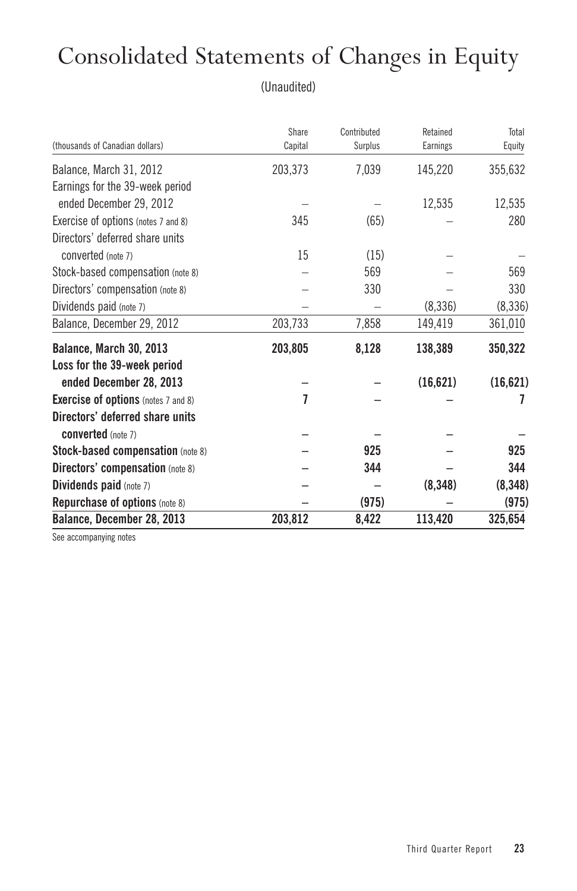# Consolidated Statements of Changes in Equity

(Unaudited)

| (thousands of Canadian dollars) | Share Capital | Contributed Surplus | Retained Earnings | Total Equity |
|---|---|---|---|---|
| Balance, March 31, 2012 | 203,373 | 7,039 | 145,220 | 355,632 |
| Earnings for the 39-week period ended December 29, 2012 | – | – | 12,535 | 12,535 |
| Exercise of options (notes 7 and 8) | 345 | (65) | – | 280 |
| Directors' deferred share units converted (note 7) | 15 | (15) | – | – |
| Stock-based compensation (note 8) | – | 569 | – | 569 |
| Directors' compensation (note 8) | – | 330 | – | 330 |
| Dividends paid (note 7) | – | – | (8,336) | (8,336) |
| Balance, December 29, 2012 | 203,733 | 7,858 | 149,419 | 361,010 |
| **Balance, March 30, 2013** | **203,805** | **8,128** | **138,389** | **350,322** |
| **Loss for the 39-week period ended December 28, 2013** | **–** | **–** | **(16,621)** | **(16,621)** |
| **Exercise of options** (notes 7 and 8) | **7** | **–** | **–** | **7** |
| **Directors' deferred share units converted** (note 7) | **–** | **–** | **–** | **–** |
| **Stock-based compensation** (note 8) | **–** | **925** | **–** | **925** |
| **Directors' compensation** (note 8) | **–** | **344** | **–** | **344** |
| **Dividends paid** (note 7) | **–** | **–** | **(8,348)** | **(8,348)** |
| **Repurchase of options** (note 8) | **–** | **(975)** | **–** | **(975)** |
| **Balance, December 28, 2013** | **203,812** | **8,422** | **113,420** | **325,654** |

See accompanying notes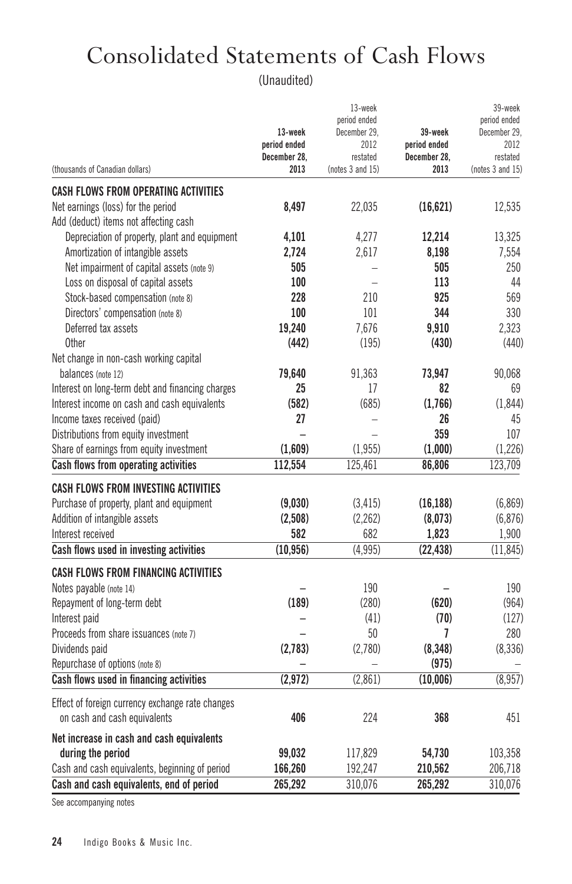# Consolidated Statements of Cash Flows

(Unaudited)

| (thousands of Canadian dollars) | 13-week period ended December 28, 2013 | 13-week period ended December 29, 2012 restated (notes 3 and 15) | 39-week period ended December 28, 2013 | 39-week period ended December 29, 2012 restated (notes 3 and 15) |
|---|---|---|---|---|
| **CASH FLOWS FROM OPERATING ACTIVITIES** | | | | |
| Net earnings (loss) for the period | **8,497** | 22,035 | **(16,621)** | 12,535 |
| Add (deduct) items not affecting cash | | | | |
| Depreciation of property, plant and equipment | **4,101** | 4,277 | **12,214** | 13,325 |
| Amortization of intangible assets | **2,724** | 2,617 | **8,198** | 7,554 |
| Net impairment of capital assets (note 9) | **505** | – | **505** | 250 |
| Loss on disposal of capital assets | **100** | – | **113** | 44 |
| Stock-based compensation (note 8) | **228** | 210 | **925** | 569 |
| Directors' compensation (note 8) | **100** | 101 | **344** | 330 |
| Deferred tax assets | **19,240** | 7,676 | **9,910** | 2,323 |
| Other | **(442)** | (195) | **(430)** | (440) |
| Net change in non-cash working capital balances (note 12) | **79,640** | 91,363 | **73,947** | 90,068 |
| Interest on long-term debt and financing charges | **25** | 17 | **82** | 69 |
| Interest income on cash and cash equivalents | **(582)** | (685) | **(1,766)** | (1,844) |
| Income taxes received (paid) | **27** | – | **26** | 45 |
| Distributions from equity investment | **–** | – | **359** | 107 |
| Share of earnings from equity investment | **(1,609)** | (1,955) | **(1,000)** | (1,226) |
| **Cash flows from operating activities** | **112,554** | 125,461 | **86,806** | 123,709 |
| **CASH FLOWS FROM INVESTING ACTIVITIES** | | | | |
| Purchase of property, plant and equipment | **(9,030)** | (3,415) | **(16,188)** | (6,869) |
| Addition of intangible assets | **(2,508)** | (2,262) | **(8,073)** | (6,876) |
| Interest received | **582** | 682 | **1,823** | 1,900 |
| **Cash flows used in investing activities** | **(10,956)** | (4,995) | **(22,438)** | (11,845) |
| **CASH FLOWS FROM FINANCING ACTIVITIES** | | | | |
| Notes payable (note 14) | **–** | 190 | **–** | 190 |
| Repayment of long-term debt | **(189)** | (280) | **(620)** | (964) |
| Interest paid | **–** | (41) | **(70)** | (127) |
| Proceeds from share issuances (note 7) | **–** | 50 | **7** | 280 |
| Dividends paid | **(2,783)** | (2,780) | **(8,348)** | (8,336) |
| Repurchase of options (note 8) | **–** | – | **(975)** | – |
| **Cash flows used in financing activities** | **(2,972)** | (2,861) | **(10,006)** | (8,957) |
| Effect of foreign currency exchange rate changes on cash and cash equivalents | **406** | 224 | **368** | 451 |
| **Net increase in cash and cash equivalents during the period** | **99,032** | 117,829 | **54,730** | 103,358 |
| Cash and cash equivalents, beginning of period | **166,260** | 192,247 | **210,562** | 206,718 |
| **Cash and cash equivalents, end of period** | **265,292** | 310,076 | **265,292** | 310,076 |

See accompanying notes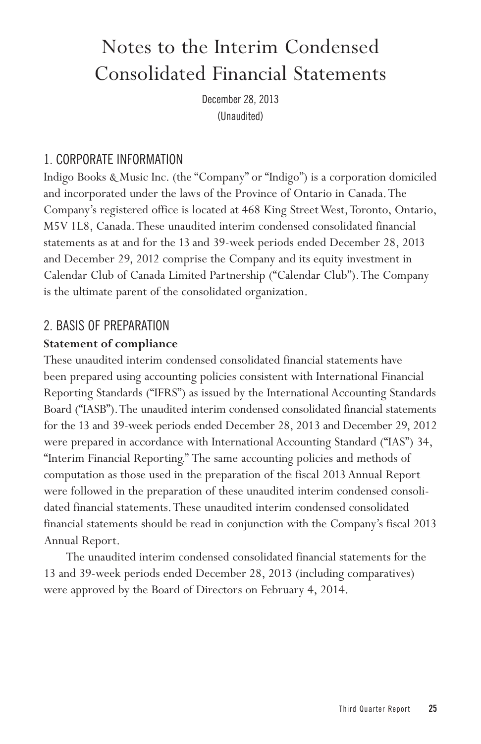# Notes to the Interim Condensed Consolidated Financial Statements

December 28, 2013
(Unaudited)

## 1. CORPORATE INFORMATION

Indigo Books & Music Inc. (the "Company" or "Indigo") is a corporation domiciled and incorporated under the laws of the Province of Ontario in Canada. The Company's registered office is located at 468 King Street West, Toronto, Ontario, M5V 1L8, Canada. These unaudited interim condensed consolidated financial statements as at and for the 13 and 39-week periods ended December 28, 2013 and December 29, 2012 comprise the Company and its equity investment in Calendar Club of Canada Limited Partnership ("Calendar Club"). The Company is the ultimate parent of the consolidated organization.

## 2. BASIS OF PREPARATION

**Statement of compliance**

These unaudited interim condensed consolidated financial statements have been prepared using accounting policies consistent with International Financial Reporting Standards ("IFRS") as issued by the International Accounting Standards Board ("IASB"). The unaudited interim condensed consolidated financial statements for the 13 and 39-week periods ended December 28, 2013 and December 29, 2012 were prepared in accordance with International Accounting Standard ("IAS") 34, "Interim Financial Reporting." The same accounting policies and methods of computation as those used in the preparation of the fiscal 2013 Annual Report were followed in the preparation of these unaudited interim condensed consolidated financial statements. These unaudited interim condensed consolidated financial statements should be read in conjunction with the Company's fiscal 2013 Annual Report.

The unaudited interim condensed consolidated financial statements for the 13 and 39-week periods ended December 28, 2013 (including comparatives) were approved by the Board of Directors on February 4, 2014.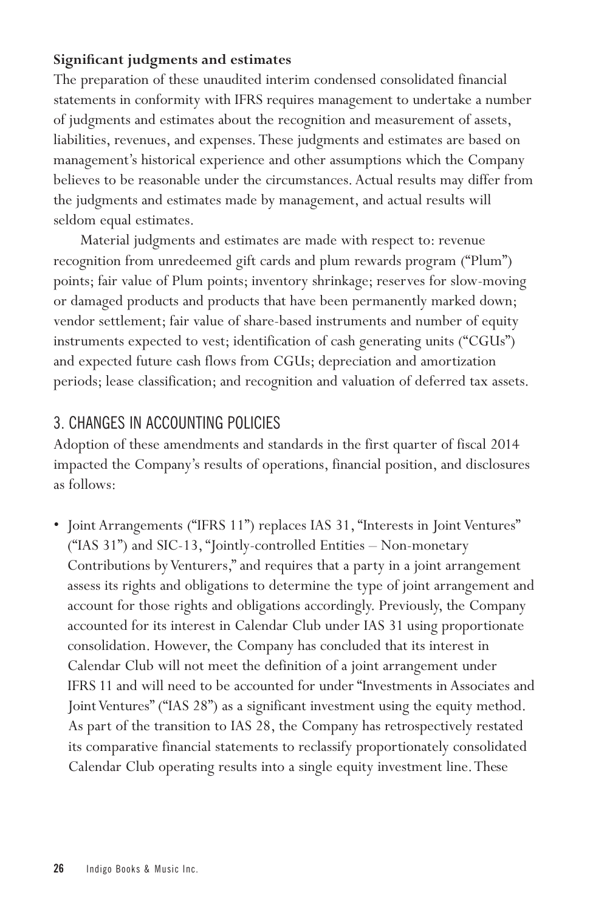**Significant judgments and estimates**

The preparation of these unaudited interim condensed consolidated financial statements in conformity with IFRS requires management to undertake a number of judgments and estimates about the recognition and measurement of assets, liabilities, revenues, and expenses. These judgments and estimates are based on management's historical experience and other assumptions which the Company believes to be reasonable under the circumstances. Actual results may differ from the judgments and estimates made by management, and actual results will seldom equal estimates.

Material judgments and estimates are made with respect to: revenue recognition from unredeemed gift cards and plum rewards program ("Plum") points; fair value of Plum points; inventory shrinkage; reserves for slow-moving or damaged products and products that have been permanently marked down; vendor settlement; fair value of share-based instruments and number of equity instruments expected to vest; identification of cash generating units ("CGUs") and expected future cash flows from CGUs; depreciation and amortization periods; lease classification; and recognition and valuation of deferred tax assets.

## 3. CHANGES IN ACCOUNTING POLICIES

Adoption of these amendments and standards in the first quarter of fiscal 2014 impacted the Company's results of operations, financial position, and disclosures as follows:

- Joint Arrangements ("IFRS 11") replaces IAS 31, "Interests in Joint Ventures" ("IAS 31") and SIC-13, "Jointly-controlled Entities – Non-monetary Contributions by Venturers," and requires that a party in a joint arrangement assess its rights and obligations to determine the type of joint arrangement and account for those rights and obligations accordingly. Previously, the Company accounted for its interest in Calendar Club under IAS 31 using proportionate consolidation. However, the Company has concluded that its interest in Calendar Club will not meet the definition of a joint arrangement under IFRS 11 and will need to be accounted for under "Investments in Associates and Joint Ventures" ("IAS 28") as a significant investment using the equity method. As part of the transition to IAS 28, the Company has retrospectively restated its comparative financial statements to reclassify proportionately consolidated Calendar Club operating results into a single equity investment line. These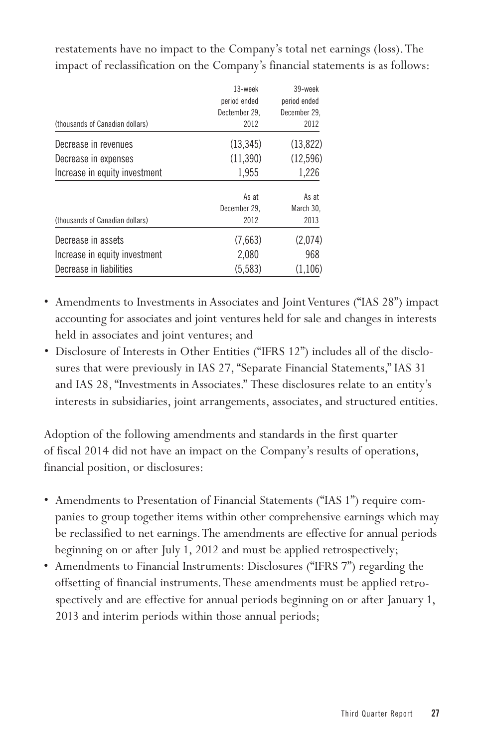restatements have no impact to the Company's total net earnings (loss). The impact of reclassification on the Company's financial statements is as follows:

| (thousands of Canadian dollars) | 13-week period ended December 29, 2012 | 39-week period ended December 29, 2012 |
|---|---|---|
| Decrease in revenues | (13,345) | (13,822) |
| Decrease in expenses | (11,390) | (12,596) |
| Increase in equity investment | 1,955 | 1,226 |

| (thousands of Canadian dollars) | As at December 29, 2012 | As at March 30, 2013 |
|---|---|---|
| Decrease in assets | (7,663) | (2,074) |
| Increase in equity investment | 2,080 | 968 |
| Decrease in liabilities | (5,583) | (1,106) |

- Amendments to Investments in Associates and Joint Ventures ("IAS 28") impact accounting for associates and joint ventures held for sale and changes in interests held in associates and joint ventures; and
- Disclosure of Interests in Other Entities ("IFRS 12") includes all of the disclosures that were previously in IAS 27, "Separate Financial Statements," IAS 31 and IAS 28, "Investments in Associates." These disclosures relate to an entity's interests in subsidiaries, joint arrangements, associates, and structured entities.

Adoption of the following amendments and standards in the first quarter of fiscal 2014 did not have an impact on the Company's results of operations, financial position, or disclosures:

- Amendments to Presentation of Financial Statements ("IAS 1") require companies to group together items within other comprehensive earnings which may be reclassified to net earnings. The amendments are effective for annual periods beginning on or after July 1, 2012 and must be applied retrospectively;
- Amendments to Financial Instruments: Disclosures ("IFRS 7") regarding the offsetting of financial instruments. These amendments must be applied retrospectively and are effective for annual periods beginning on or after January 1, 2013 and interim periods within those annual periods;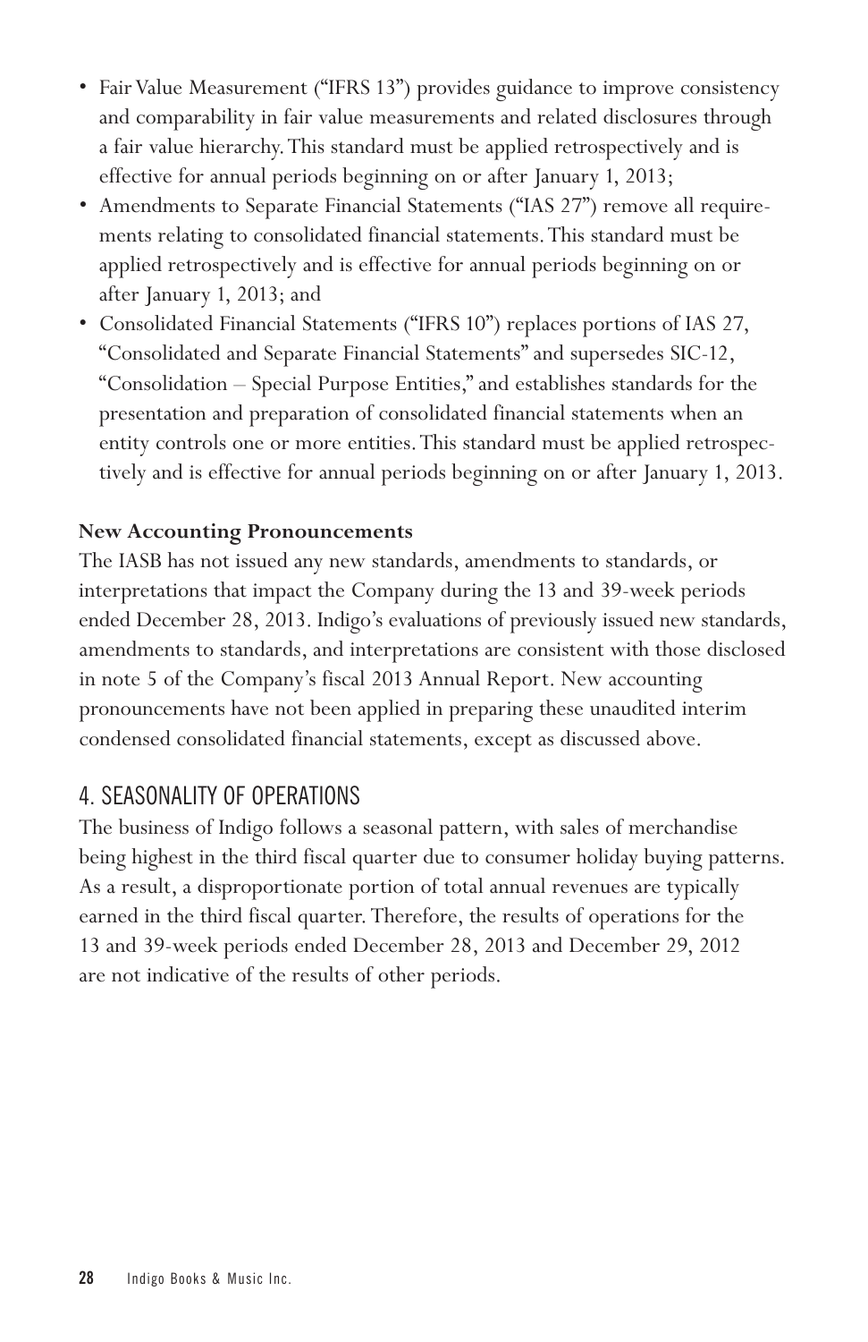- Fair Value Measurement ("IFRS 13") provides guidance to improve consistency and comparability in fair value measurements and related disclosures through a fair value hierarchy. This standard must be applied retrospectively and is effective for annual periods beginning on or after January 1, 2013;
- Amendments to Separate Financial Statements ("IAS 27") remove all requirements relating to consolidated financial statements. This standard must be applied retrospectively and is effective for annual periods beginning on or after January 1, 2013; and
- Consolidated Financial Statements ("IFRS 10") replaces portions of IAS 27, "Consolidated and Separate Financial Statements" and supersedes SIC-12, "Consolidation – Special Purpose Entities," and establishes standards for the presentation and preparation of consolidated financial statements when an entity controls one or more entities. This standard must be applied retrospectively and is effective for annual periods beginning on or after January 1, 2013.

**New Accounting Pronouncements**

The IASB has not issued any new standards, amendments to standards, or interpretations that impact the Company during the 13 and 39-week periods ended December 28, 2013. Indigo's evaluations of previously issued new standards, amendments to standards, and interpretations are consistent with those disclosed in note 5 of the Company's fiscal 2013 Annual Report. New accounting pronouncements have not been applied in preparing these unaudited interim condensed consolidated financial statements, except as discussed above.

## 4. SEASONALITY OF OPERATIONS

The business of Indigo follows a seasonal pattern, with sales of merchandise being highest in the third fiscal quarter due to consumer holiday buying patterns. As a result, a disproportionate portion of total annual revenues are typically earned in the third fiscal quarter. Therefore, the results of operations for the 13 and 39-week periods ended December 28, 2013 and December 29, 2012 are not indicative of the results of other periods.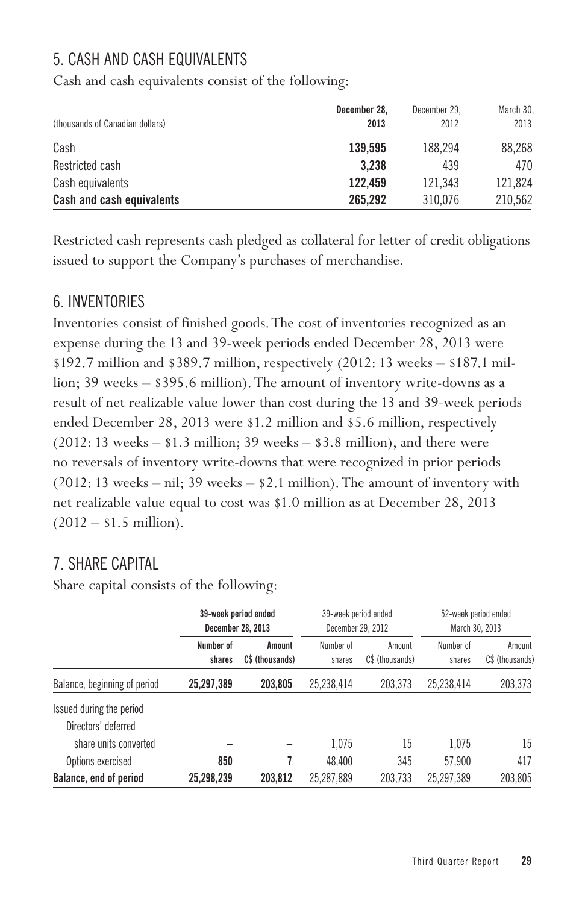## 5. CASH AND CASH EQUIVALENTS

Cash and cash equivalents consist of the following:

| (thousands of Canadian dollars) | **December 28, 2013** | December 29, 2012 | March 30, 2013 |
|---|---|---|---|
| Cash | **139,595** | 188,294 | 88,268 |
| Restricted cash | **3,238** | 439 | 470 |
| Cash equivalents | **122,459** | 121,343 | 121,824 |
| **Cash and cash equivalents** | **265,292** | 310,076 | 210,562 |

Restricted cash represents cash pledged as collateral for letter of credit obligations issued to support the Company's purchases of merchandise.

## 6. INVENTORIES

Inventories consist of finished goods. The cost of inventories recognized as an expense during the 13 and 39-week periods ended December 28, 2013 were $192.7 million and $389.7 million, respectively (2012: 13 weeks – $187.1 million; 39 weeks – $395.6 million). The amount of inventory write-downs as a result of net realizable value lower than cost during the 13 and 39-week periods ended December 28, 2013 were $1.2 million and $5.6 million, respectively (2012: 13 weeks – $1.3 million; 39 weeks – $3.8 million), and there were no reversals of inventory write-downs that were recognized in prior periods (2012: 13 weeks – nil; 39 weeks – $2.1 million). The amount of inventory with net realizable value equal to cost was $1.0 million as at December 28, 2013 (2012 – $1.5 million).

## 7. SHARE CAPITAL

Share capital consists of the following:

| | **39-week period ended December 28, 2013** | | 39-week period ended December 29, 2012 | | 52-week period ended March 30, 2013 | |
|---|---|---|---|---|---|---|
| | **Number of shares** | **Amount C$ (thousands)** | Number of shares | Amount C$ (thousands) | Number of shares | Amount C$ (thousands) |
| Balance, beginning of period | **25,297,389** | **203,805** | 25,238,414 | 203,373 | 25,238,414 | 203,373 |
| Issued during the period | | | | | | |
| Directors' deferred share units converted | – | – | 1,075 | 15 | 1,075 | 15 |
| Options exercised | **850** | **7** | 48,400 | 345 | 57,900 | 417 |
| **Balance, end of period** | **25,298,239** | **203,812** | 25,287,889 | 203,733 | 25,297,389 | 203,805 |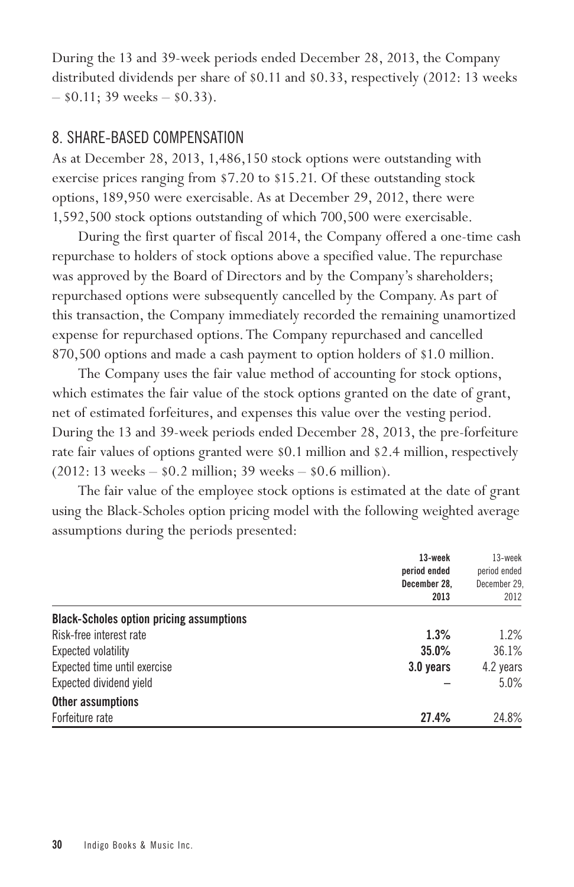During the 13 and 39-week periods ended December 28, 2013, the Company distributed dividends per share of $0.11 and $0.33, respectively (2012: 13 weeks – $0.11; 39 weeks – $0.33).

## 8. SHARE-BASED COMPENSATION

As at December 28, 2013, 1,486,150 stock options were outstanding with exercise prices ranging from $7.20 to $15.21. Of these outstanding stock options, 189,950 were exercisable. As at December 29, 2012, there were 1,592,500 stock options outstanding of which 700,500 were exercisable.

During the first quarter of fiscal 2014, the Company offered a one-time cash repurchase to holders of stock options above a specified value. The repurchase was approved by the Board of Directors and by the Company's shareholders; repurchased options were subsequently cancelled by the Company. As part of this transaction, the Company immediately recorded the remaining unamortized expense for repurchased options. The Company repurchased and cancelled 870,500 options and made a cash payment to option holders of $1.0 million.

The Company uses the fair value method of accounting for stock options, which estimates the fair value of the stock options granted on the date of grant, net of estimated forfeitures, and expenses this value over the vesting period. During the 13 and 39-week periods ended December 28, 2013, the pre-forfeiture rate fair values of options granted were $0.1 million and $2.4 million, respectively (2012: 13 weeks – $0.2 million; 39 weeks – $0.6 million).

The fair value of the employee stock options is estimated at the date of grant using the Black-Scholes option pricing model with the following weighted average assumptions during the periods presented:

| | **13-week period ended December 28, 2013** | 13-week period ended December 29, 2012 |
|---|---|---|
| **Black-Scholes option pricing assumptions** | | |
| Risk-free interest rate | **1.3%** | 1.2% |
| Expected volatility | **35.0%** | 36.1% |
| Expected time until exercise | **3.0 years** | 4.2 years |
| Expected dividend yield | **–** | 5.0% |
| **Other assumptions** | | |
| Forfeiture rate | **27.4%** | 24.8% |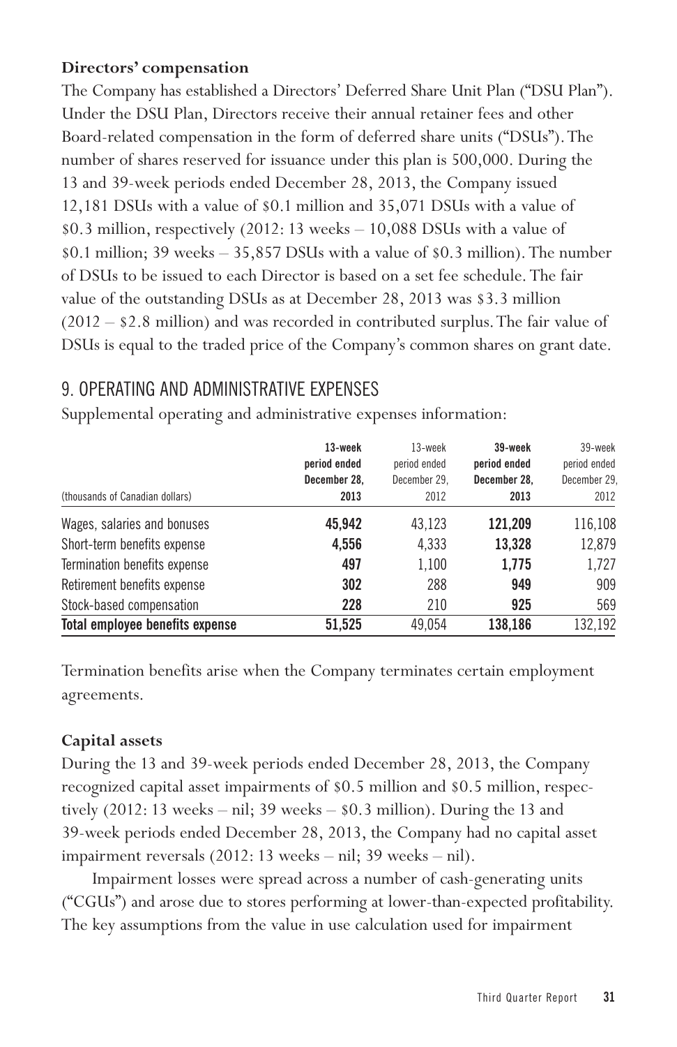### Directors' compensation

The Company has established a Directors' Deferred Share Unit Plan ("DSU Plan"). Under the DSU Plan, Directors receive their annual retainer fees and other Board-related compensation in the form of deferred share units ("DSUs"). The number of shares reserved for issuance under this plan is 500,000. During the 13 and 39-week periods ended December 28, 2013, the Company issued 12,181 DSUs with a value of $0.1 million and 35,071 DSUs with a value of $0.3 million, respectively (2012: 13 weeks – 10,088 DSUs with a value of $0.1 million; 39 weeks – 35,857 DSUs with a value of $0.3 million). The number of DSUs to be issued to each Director is based on a set fee schedule. The fair value of the outstanding DSUs as at December 28, 2013 was $3.3 million (2012 – $2.8 million) and was recorded in contributed surplus. The fair value of DSUs is equal to the traded price of the Company's common shares on grant date.

## 9. OPERATING AND ADMINISTRATIVE EXPENSES

Supplemental operating and administrative expenses information:

| (thousands of Canadian dollars) | **13-week period ended December 28, 2013** | 13-week period ended December 29, 2012 | **39-week period ended December 28, 2013** | 39-week period ended December 29, 2012 |
|---|---|---|---|---|
| Wages, salaries and bonuses | **45,942** | 43,123 | **121,209** | 116,108 |
| Short-term benefits expense | **4,556** | 4,333 | **13,328** | 12,879 |
| Termination benefits expense | **497** | 1,100 | **1,775** | 1,727 |
| Retirement benefits expense | **302** | 288 | **949** | 909 |
| Stock-based compensation | **228** | 210 | **925** | 569 |
| **Total employee benefits expense** | **51,525** | 49,054 | **138,186** | 132,192 |

Termination benefits arise when the Company terminates certain employment agreements.

### Capital assets

During the 13 and 39-week periods ended December 28, 2013, the Company recognized capital asset impairments of $0.5 million and $0.5 million, respectively (2012: 13 weeks – nil; 39 weeks – $0.3 million). During the 13 and 39-week periods ended December 28, 2013, the Company had no capital asset impairment reversals (2012: 13 weeks – nil; 39 weeks – nil).

Impairment losses were spread across a number of cash-generating units ("CGUs") and arose due to stores performing at lower-than-expected profitability. The key assumptions from the value in use calculation used for impairment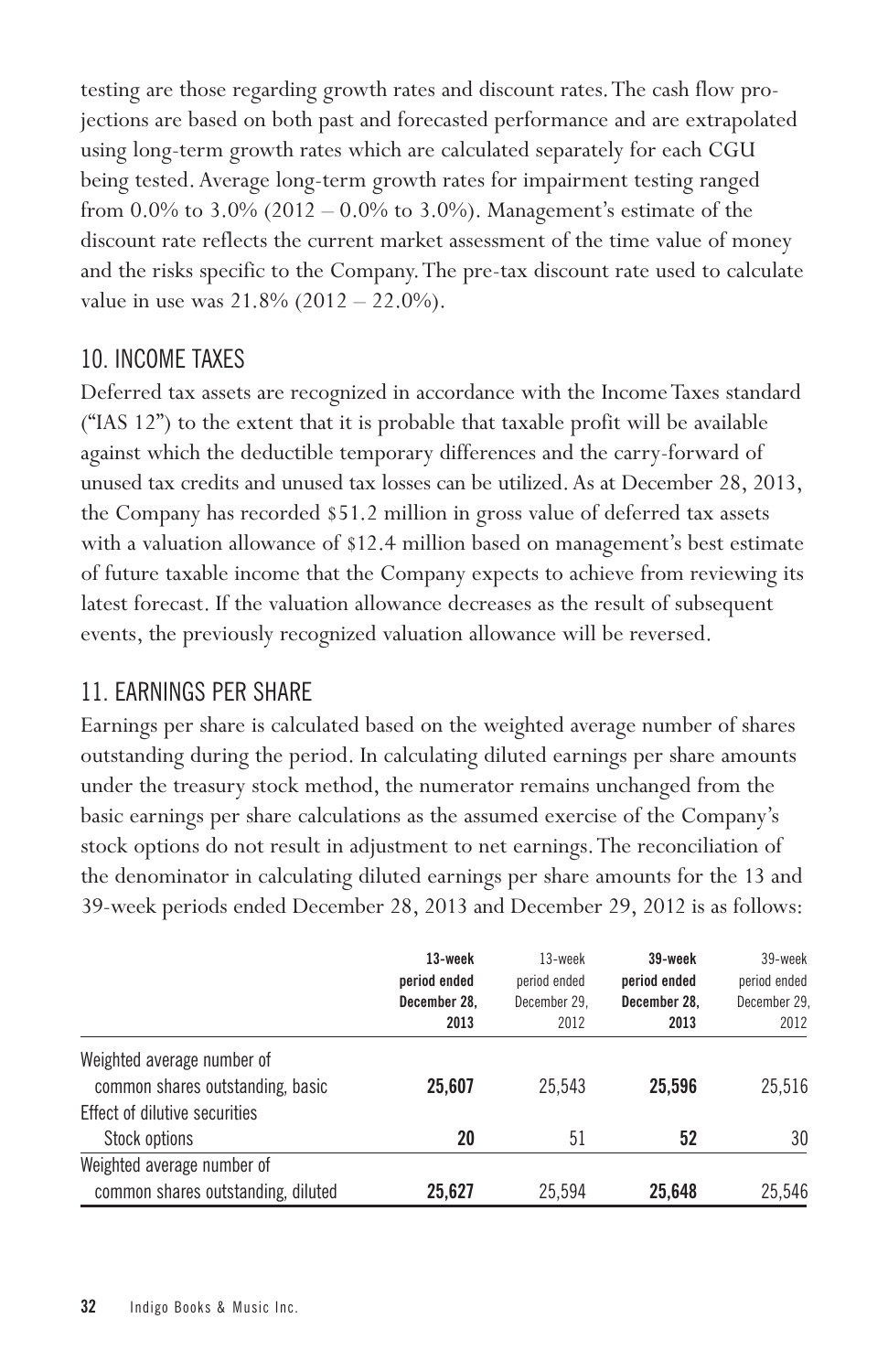testing are those regarding growth rates and discount rates. The cash flow projections are based on both past and forecasted performance and are extrapolated using long-term growth rates which are calculated separately for each CGU being tested. Average long-term growth rates for impairment testing ranged from 0.0% to 3.0% (2012 – 0.0% to 3.0%). Management's estimate of the discount rate reflects the current market assessment of the time value of money and the risks specific to the Company. The pre-tax discount rate used to calculate value in use was 21.8% (2012 – 22.0%).

## 10. INCOME TAXES

Deferred tax assets are recognized in accordance with the Income Taxes standard ("IAS 12") to the extent that it is probable that taxable profit will be available against which the deductible temporary differences and the carry-forward of unused tax credits and unused tax losses can be utilized. As at December 28, 2013, the Company has recorded $51.2 million in gross value of deferred tax assets with a valuation allowance of $12.4 million based on management's best estimate of future taxable income that the Company expects to achieve from reviewing its latest forecast. If the valuation allowance decreases as the result of subsequent events, the previously recognized valuation allowance will be reversed.

## 11. EARNINGS PER SHARE

Earnings per share is calculated based on the weighted average number of shares outstanding during the period. In calculating diluted earnings per share amounts under the treasury stock method, the numerator remains unchanged from the basic earnings per share calculations as the assumed exercise of the Company's stock options do not result in adjustment to net earnings. The reconciliation of the denominator in calculating diluted earnings per share amounts for the 13 and 39-week periods ended December 28, 2013 and December 29, 2012 is as follows:

| | **13-week period ended December 28, 2013** | 13-week period ended December 29, 2012 | **39-week period ended December 28, 2013** | 39-week period ended December 29, 2012 |
|---|---|---|---|---|
| Weighted average number of common shares outstanding, basic | **25,607** | 25,543 | **25,596** | 25,516 |
| Effect of dilutive securities | | | | |
| Stock options | **20** | 51 | **52** | 30 |
| Weighted average number of common shares outstanding, diluted | **25,627** | 25,594 | **25,648** | 25,546 |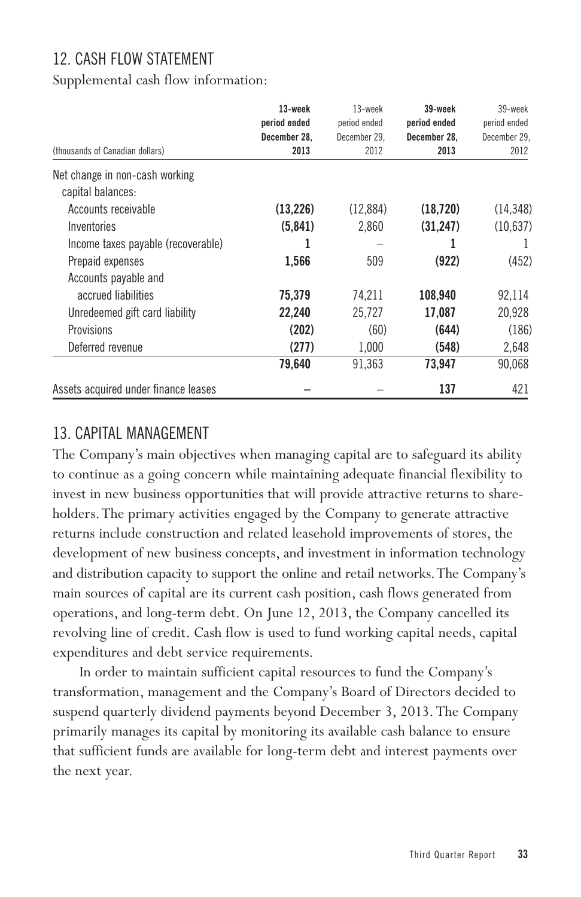## 12. CASH FLOW STATEMENT

Supplemental cash flow information:

| (thousands of Canadian dollars) | **13-week period ended December 28, 2013** | 13-week period ended December 29, 2012 | **39-week period ended December 28, 2013** | 39-week period ended December 29, 2012 |
|---|---|---|---|---|
| Net change in non-cash working capital balances: | | | | |
| Accounts receivable | **(13,226)** | (12,884) | **(18,720)** | (14,348) |
| Inventories | **(5,841)** | 2,860 | **(31,247)** | (10,637) |
| Income taxes payable (recoverable) | **1** | – | **1** | 1 |
| Prepaid expenses | **1,566** | 509 | **(922)** | (452) |
| Accounts payable and accrued liabilities | **75,379** | 74,211 | **108,940** | 92,114 |
| Unredeemed gift card liability | **22,240** | 25,727 | **17,087** | 20,928 |
| Provisions | **(202)** | (60) | **(644)** | (186) |
| Deferred revenue | **(277)** | 1,000 | **(548)** | 2,648 |
| | **79,640** | 91,363 | **73,947** | 90,068 |
| Assets acquired under finance leases | **–** | – | **137** | 421 |

## 13. CAPITAL MANAGEMENT

The Company's main objectives when managing capital are to safeguard its ability to continue as a going concern while maintaining adequate financial flexibility to invest in new business opportunities that will provide attractive returns to shareholders. The primary activities engaged by the Company to generate attractive returns include construction and related leasehold improvements of stores, the development of new business concepts, and investment in information technology and distribution capacity to support the online and retail networks. The Company's main sources of capital are its current cash position, cash flows generated from operations, and long-term debt. On June 12, 2013, the Company cancelled its revolving line of credit. Cash flow is used to fund working capital needs, capital expenditures and debt service requirements.

In order to maintain sufficient capital resources to fund the Company's transformation, management and the Company's Board of Directors decided to suspend quarterly dividend payments beyond December 3, 2013. The Company primarily manages its capital by monitoring its available cash balance to ensure that sufficient funds are available for long-term debt and interest payments over the next year.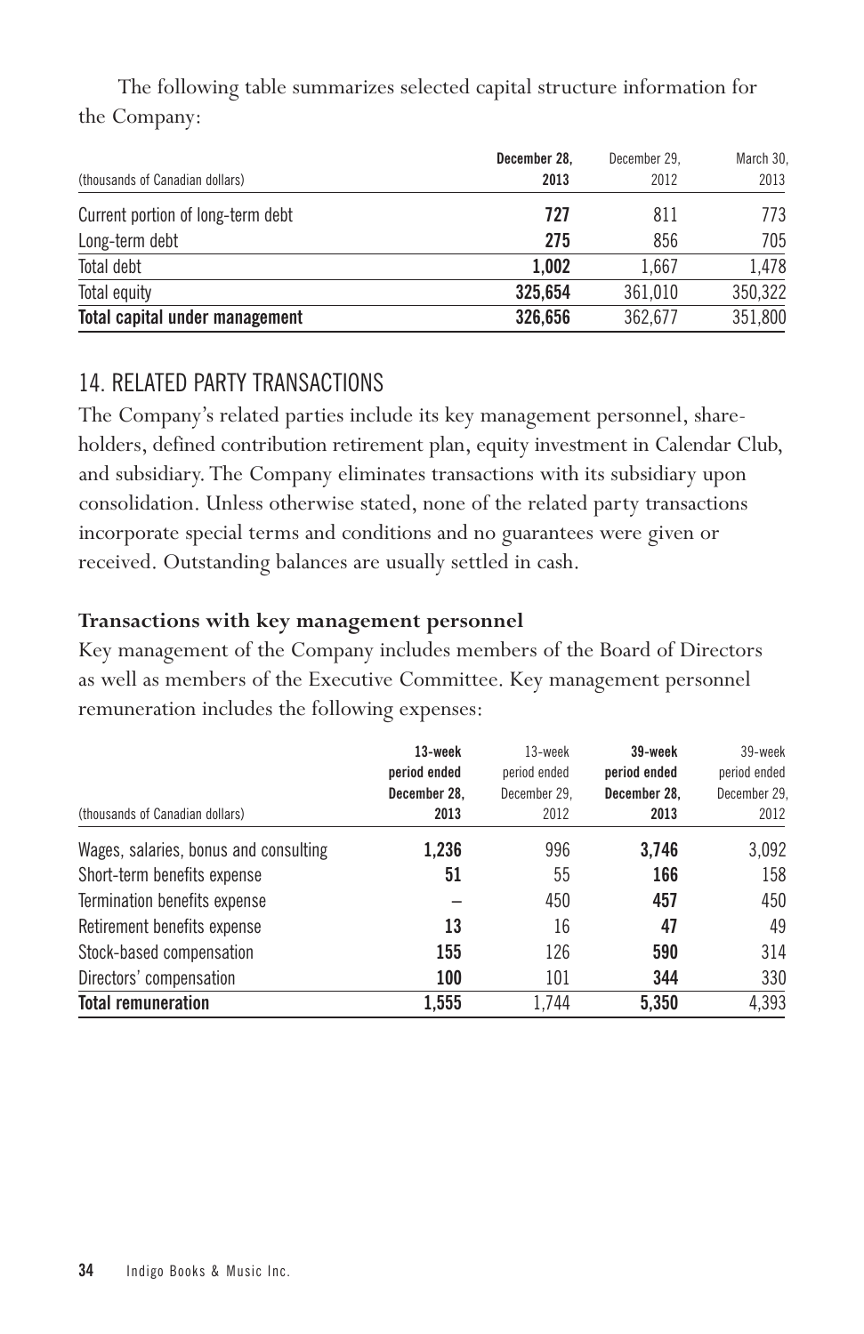The following table summarizes selected capital structure information for the Company:

| (thousands of Canadian dollars) | **December 28, 2013** | December 29, 2012 | March 30, 2013 |
|---|---|---|---|
| Current portion of long-term debt | **727** | 811 | 773 |
| Long-term debt | **275** | 856 | 705 |
| Total debt | **1,002** | 1,667 | 1,478 |
| Total equity | **325,654** | 361,010 | 350,322 |
| **Total capital under management** | **326,656** | 362,677 | 351,800 |

## 14. RELATED PARTY TRANSACTIONS

The Company's related parties include its key management personnel, shareholders, defined contribution retirement plan, equity investment in Calendar Club, and subsidiary. The Company eliminates transactions with its subsidiary upon consolidation. Unless otherwise stated, none of the related party transactions incorporate special terms and conditions and no guarantees were given or received. Outstanding balances are usually settled in cash.

### Transactions with key management personnel

Key management of the Company includes members of the Board of Directors as well as members of the Executive Committee. Key management personnel remuneration includes the following expenses:

| (thousands of Canadian dollars) | **13-week period ended December 28, 2013** | 13-week period ended December 29, 2012 | **39-week period ended December 28, 2013** | 39-week period ended December 29, 2012 |
|---|---|---|---|---|
| Wages, salaries, bonus and consulting | **1,236** | 996 | **3,746** | 3,092 |
| Short-term benefits expense | **51** | 55 | **166** | 158 |
| Termination benefits expense | **–** | 450 | **457** | 450 |
| Retirement benefits expense | **13** | 16 | **47** | 49 |
| Stock-based compensation | **155** | 126 | **590** | 314 |
| Directors' compensation | **100** | 101 | **344** | 330 |
| **Total remuneration** | **1,555** | 1,744 | **5,350** | 4,393 |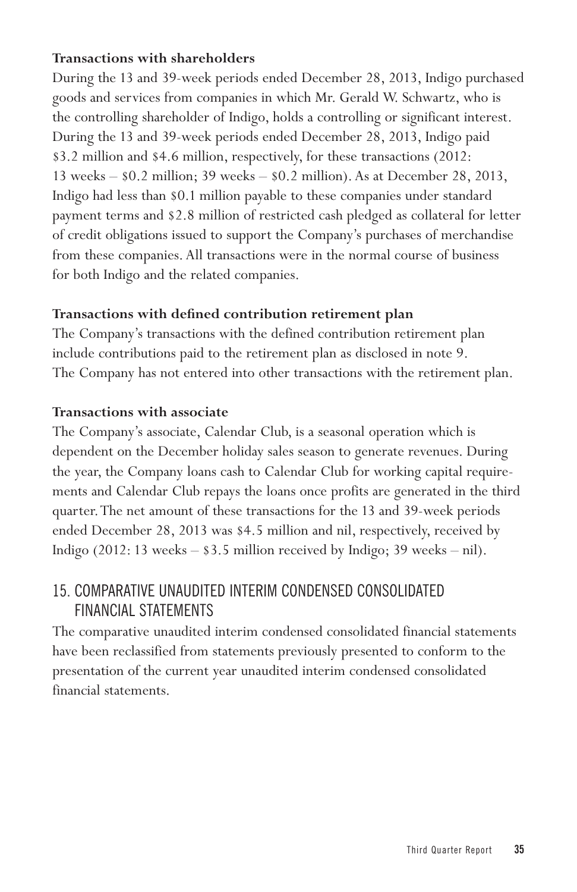**Transactions with shareholders**

During the 13 and 39-week periods ended December 28, 2013, Indigo purchased goods and services from companies in which Mr. Gerald W. Schwartz, who is the controlling shareholder of Indigo, holds a controlling or significant interest. During the 13 and 39-week periods ended December 28, 2013, Indigo paid \$3.2 million and \$4.6 million, respectively, for these transactions (2012: 13 weeks – \$0.2 million; 39 weeks – \$0.2 million). As at December 28, 2013, Indigo had less than \$0.1 million payable to these companies under standard payment terms and \$2.8 million of restricted cash pledged as collateral for letter of credit obligations issued to support the Company's purchases of merchandise from these companies. All transactions were in the normal course of business for both Indigo and the related companies.

**Transactions with defined contribution retirement plan**

The Company's transactions with the defined contribution retirement plan include contributions paid to the retirement plan as disclosed in note 9. The Company has not entered into other transactions with the retirement plan.

**Transactions with associate**

The Company's associate, Calendar Club, is a seasonal operation which is dependent on the December holiday sales season to generate revenues. During the year, the Company loans cash to Calendar Club for working capital requirements and Calendar Club repays the loans once profits are generated in the third quarter. The net amount of these transactions for the 13 and 39-week periods ended December 28, 2013 was \$4.5 million and nil, respectively, received by Indigo (2012: 13 weeks – \$3.5 million received by Indigo; 39 weeks – nil).

## 15. COMPARATIVE UNAUDITED INTERIM CONDENSED CONSOLIDATED FINANCIAL STATEMENTS

The comparative unaudited interim condensed consolidated financial statements have been reclassified from statements previously presented to conform to the presentation of the current year unaudited interim condensed consolidated financial statements.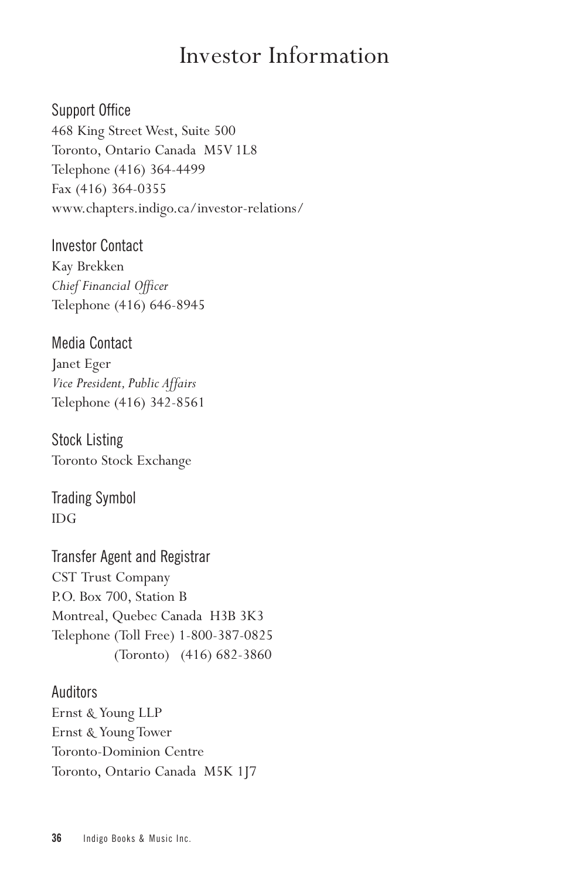# Investor Information

## Support Office

468 King Street West, Suite 500
Toronto, Ontario Canada M5V 1L8
Telephone (416) 364-4499
Fax (416) 364-0355
www.chapters.indigo.ca/investor-relations/

## Investor Contact

Kay Brekken
*Chief Financial Officer*
Telephone (416) 646-8945

## Media Contact

Janet Eger
*Vice President, Public Affairs*
Telephone (416) 342-8561

## Stock Listing

Toronto Stock Exchange

## Trading Symbol

IDG

## Transfer Agent and Registrar

CST Trust Company
P.O. Box 700, Station B
Montreal, Quebec Canada H3B 3K3
Telephone (Toll Free) 1-800-387-0825
(Toronto) (416) 682-3860

## Auditors

Ernst & Young LLP
Ernst & Young Tower
Toronto-Dominion Centre
Toronto, Ontario Canada M5K 1J7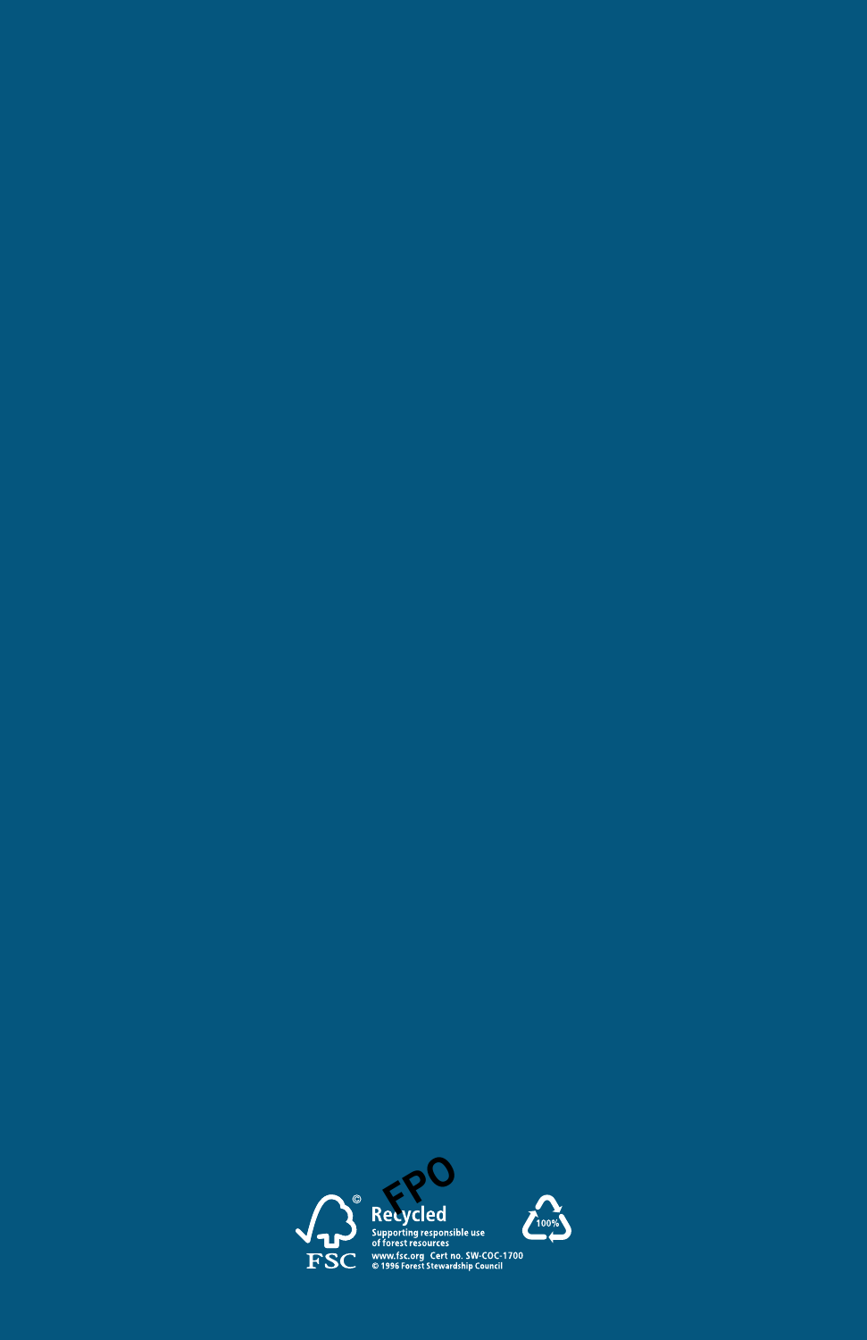FPO

FSC

Recycled

Supporting responsible use of forest resources

www.fsc.org Cert no. SW-COC-1700

© 1996 Forest Stewardship Council

100%